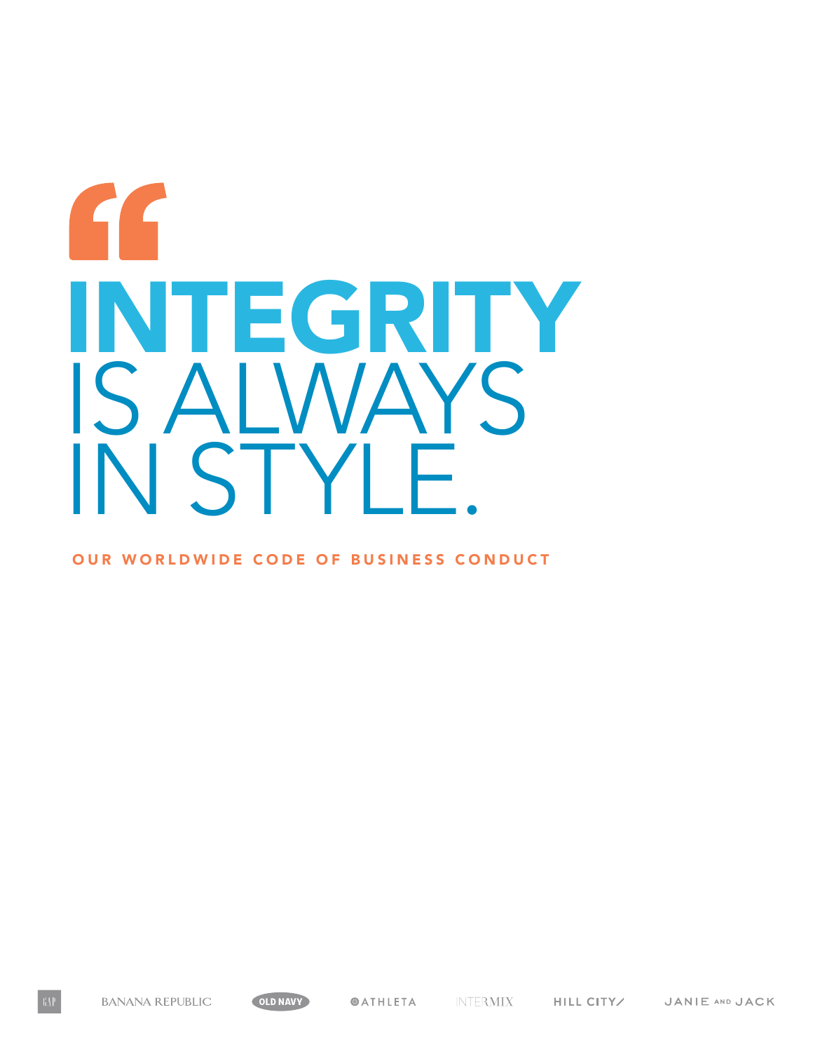# "INTEGRITY IS ALWAYS IN STYLE.

**OUR WORLDWIDE CODE OF BUSINESS CONDUCT**

GAP BANANA REPUBLIC OLD NAVY ATHLETA INTERMIX HILL CITY JANIE AND JACK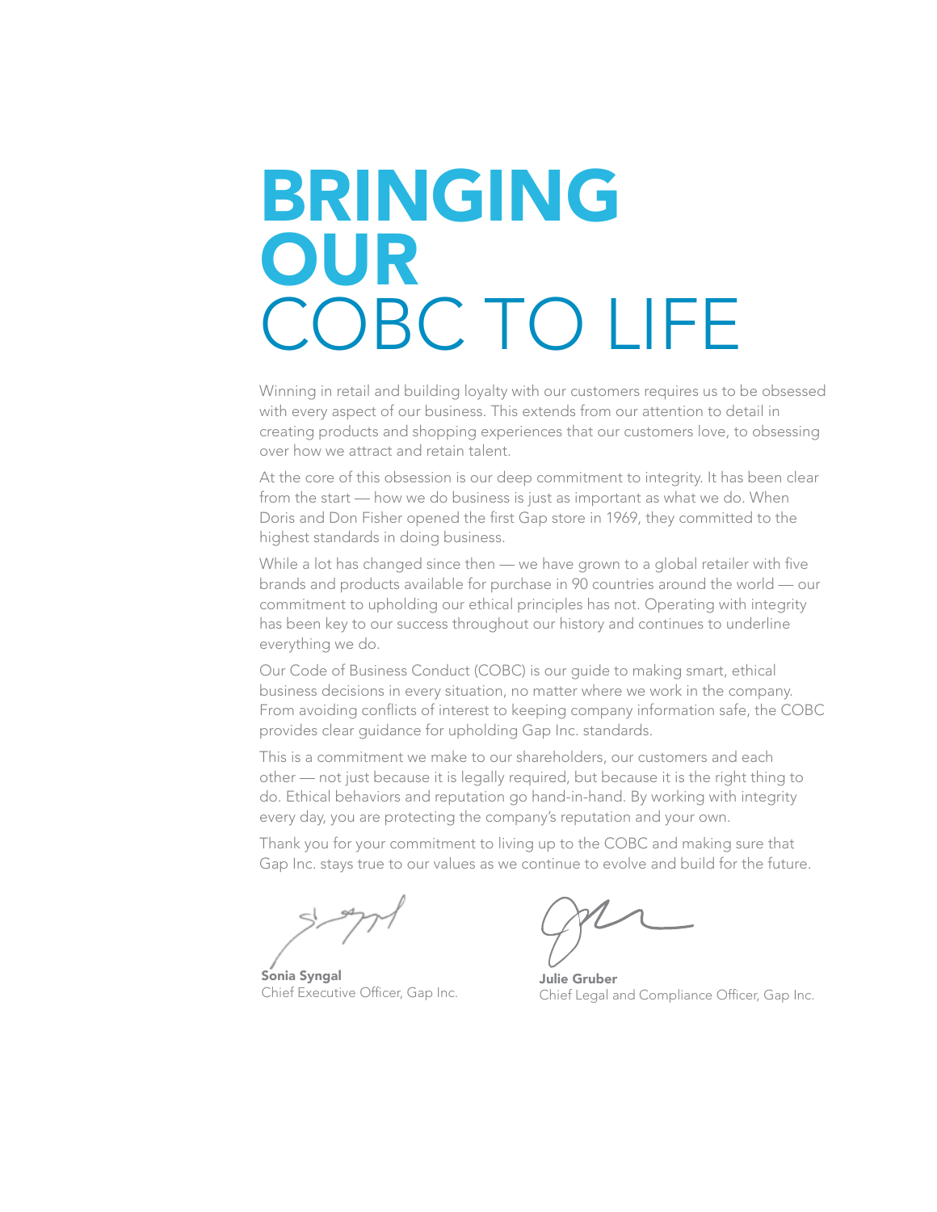# BRINGING OUR COBC TO LIFE

Winning in retail and building loyalty with our customers requires us to be obsessed with every aspect of our business. This extends from our attention to detail in creating products and shopping experiences that our customers love, to obsessing over how we attract and retain talent.

At the core of this obsession is our deep commitment to integrity. It has been clear from the start — how we do business is just as important as what we do. When Doris and Don Fisher opened the first Gap store in 1969, they committed to the highest standards in doing business.

While a lot has changed since then — we have grown to a global retailer with five brands and products available for purchase in 90 countries around the world — our commitment to upholding our ethical principles has not. Operating with integrity has been key to our success throughout our history and continues to underline everything we do.

Our Code of Business Conduct (COBC) is our guide to making smart, ethical business decisions in every situation, no matter where we work in the company. From avoiding conflicts of interest to keeping company information safe, the COBC provides clear guidance for upholding Gap Inc. standards.

This is a commitment we make to our shareholders, our customers and each other — not just because it is legally required, but because it is the right thing to do. Ethical behaviors and reputation go hand-in-hand. By working with integrity every day, you are protecting the company's reputation and your own.

Thank you for your commitment to living up to the COBC and making sure that Gap Inc. stays true to our values as we continue to evolve and build for the future.

**Sonia Syngal**
Chief Executive Officer, Gap Inc.

**Julie Gruber**
Chief Legal and Compliance Officer, Gap Inc.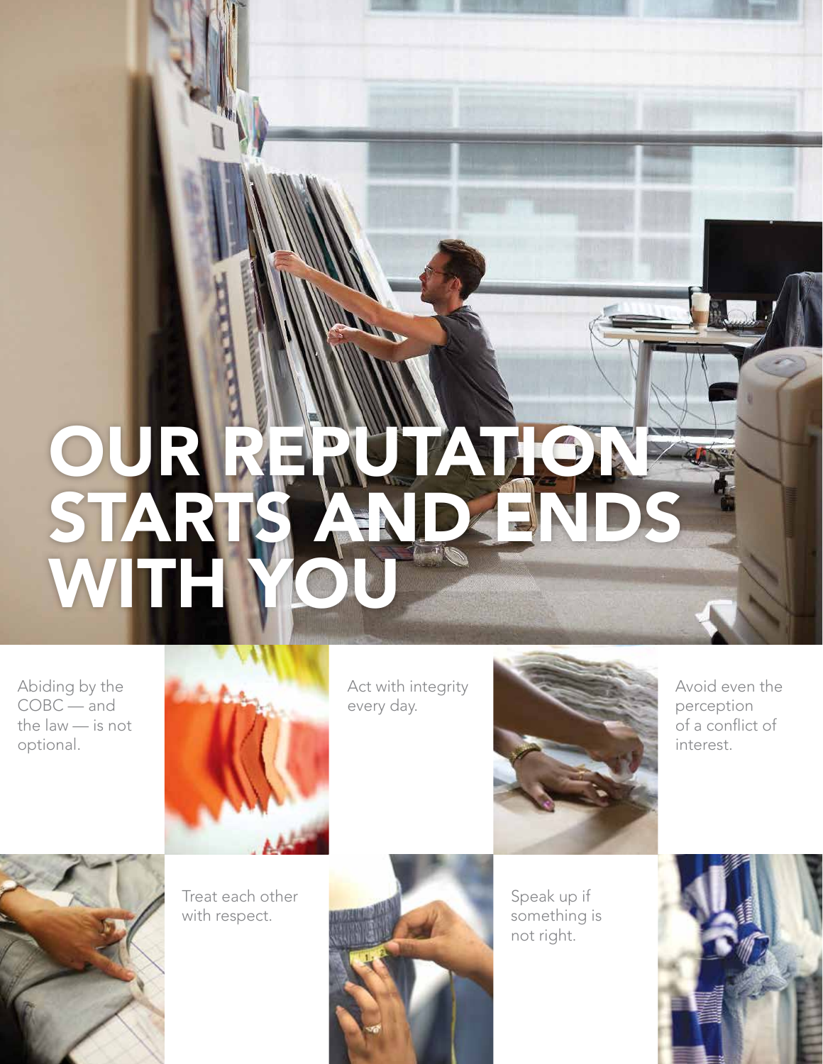# OUR REPUTATION STARTS AND ENDS WITH YOU

Abiding by the COBC — and the law — is not optional.

Act with integrity every day.

Avoid even the perception of a conflict of interest.

Treat each other with respect.

Speak up if something is not right.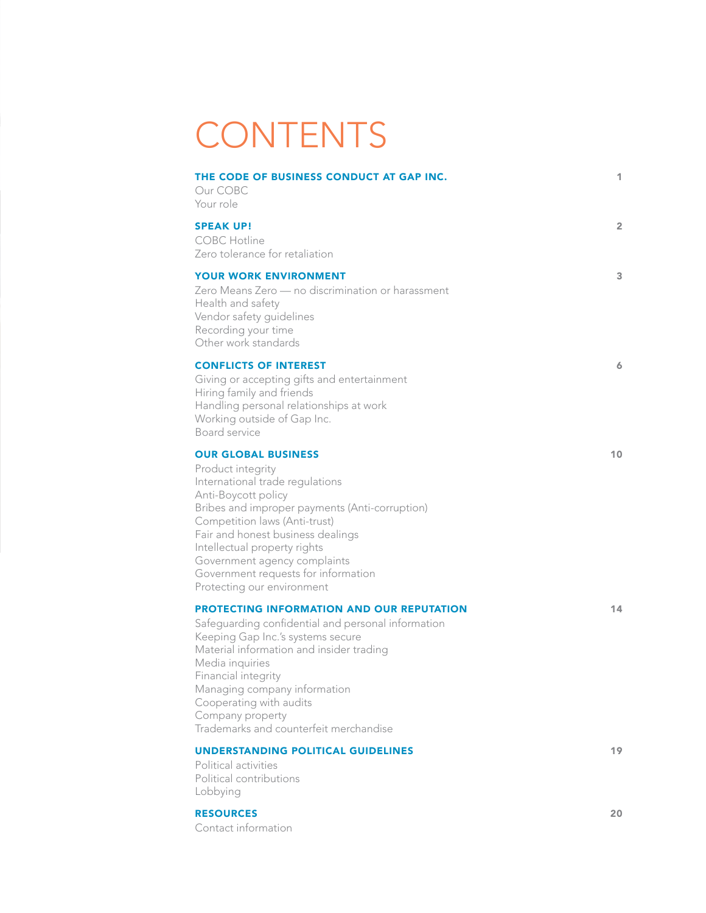# CONTENTS

**THE CODE OF BUSINESS CONDUCT AT GAP INC.** 1

Our COBC
Your role

**SPEAK UP!** 2

COBC Hotline
Zero tolerance for retaliation

**YOUR WORK ENVIRONMENT** 3

Zero Means Zero — no discrimination or harassment
Health and safety
Vendor safety guidelines
Recording your time
Other work standards

**CONFLICTS OF INTEREST** 6

Giving or accepting gifts and entertainment
Hiring family and friends
Handling personal relationships at work
Working outside of Gap Inc.
Board service

**OUR GLOBAL BUSINESS** 10

Product integrity
International trade regulations
Anti-Boycott policy
Bribes and improper payments (Anti-corruption)
Competition laws (Anti-trust)
Fair and honest business dealings
Intellectual property rights
Government agency complaints
Government requests for information
Protecting our environment

**PROTECTING INFORMATION AND OUR REPUTATION** 14

Safeguarding confidential and personal information
Keeping Gap Inc.'s systems secure
Material information and insider trading
Media inquiries
Financial integrity
Managing company information
Cooperating with audits
Company property
Trademarks and counterfeit merchandise

**UNDERSTANDING POLITICAL GUIDELINES** 19

Political activities
Political contributions
Lobbying

**RESOURCES** 20

Contact information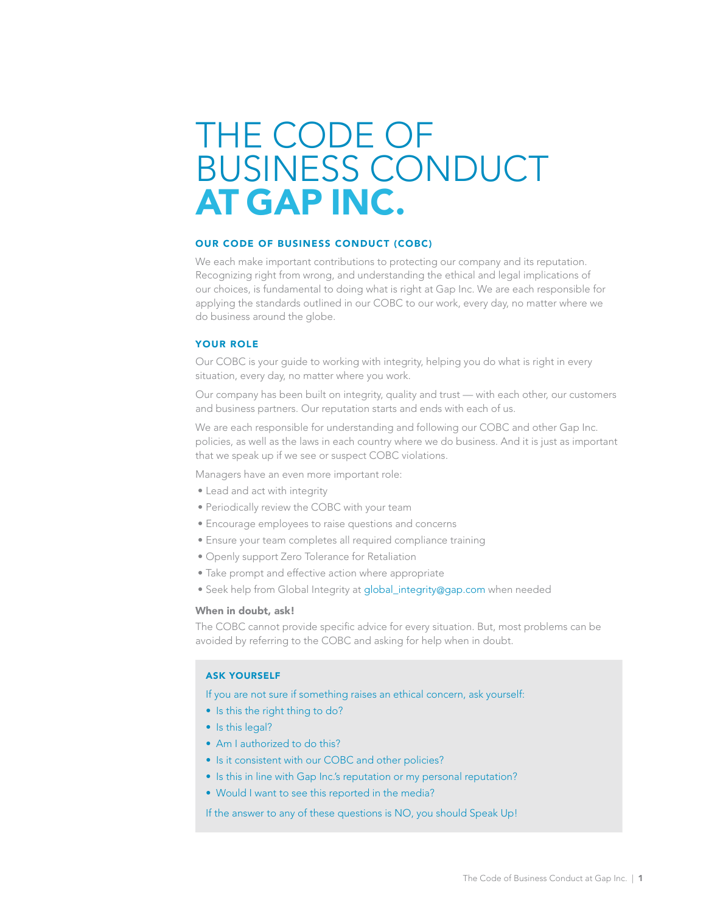# THE CODE OF BUSINESS CONDUCT AT GAP INC.

## OUR CODE OF BUSINESS CONDUCT (COBC)

We each make important contributions to protecting our company and its reputation. Recognizing right from wrong, and understanding the ethical and legal implications of our choices, is fundamental to doing what is right at Gap Inc. We are each responsible for applying the standards outlined in our COBC to our work, every day, no matter where we do business around the globe.

## YOUR ROLE

Our COBC is your guide to working with integrity, helping you do what is right in every situation, every day, no matter where you work.

Our company has been built on integrity, quality and trust — with each other, our customers and business partners. Our reputation starts and ends with each of us.

We are each responsible for understanding and following our COBC and other Gap Inc. policies, as well as the laws in each country where we do business. And it is just as important that we speak up if we see or suspect COBC violations.

Managers have an even more important role:

- Lead and act with integrity
- Periodically review the COBC with your team
- Encourage employees to raise questions and concerns
- Ensure your team completes all required compliance training
- Openly support Zero Tolerance for Retaliation
- Take prompt and effective action where appropriate
- Seek help from Global Integrity at global_integrity@gap.com when needed

**When in doubt, ask!**

The COBC cannot provide specific advice for every situation. But, most problems can be avoided by referring to the COBC and asking for help when in doubt.

### ASK YOURSELF

If you are not sure if something raises an ethical concern, ask yourself:

- Is this the right thing to do?
- Is this legal?
- Am I authorized to do this?
- Is it consistent with our COBC and other policies?
- Is this in line with Gap Inc.'s reputation or my personal reputation?
- Would I want to see this reported in the media?

If the answer to any of these questions is NO, you should Speak Up!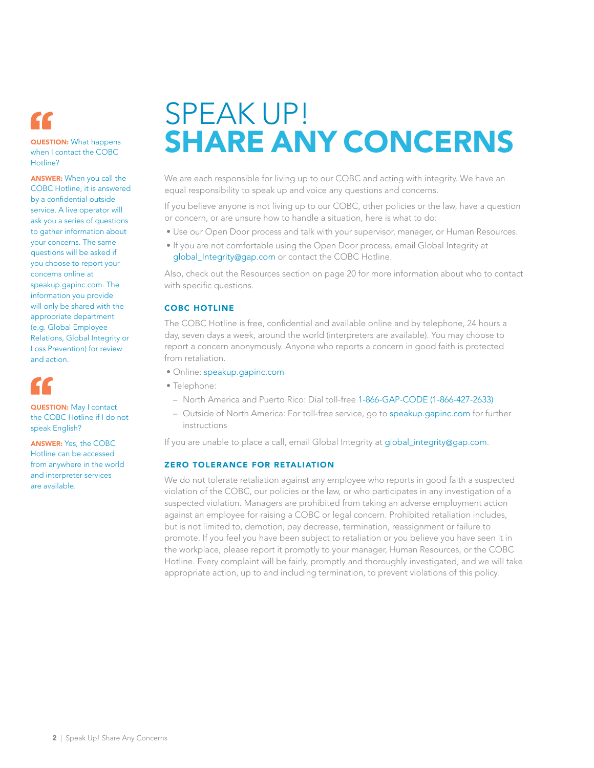# SPEAK UP! SHARE ANY CONCERNS

We are each responsible for living up to our COBC and acting with integrity. We have an equal responsibility to speak up and voice any questions and concerns.

If you believe anyone is not living up to our COBC, other policies or the law, have a question or concern, or are unsure how to handle a situation, here is what to do:

- Use our Open Door process and talk with your supervisor, manager, or Human Resources.
- If you are not comfortable using the Open Door process, email Global Integrity at global_Integrity@gap.com or contact the COBC Hotline.

Also, check out the Resources section on page 20 for more information about who to contact with specific questions.

### COBC HOTLINE

The COBC Hotline is free, confidential and available online and by telephone, 24 hours a day, seven days a week, around the world (interpreters are available). You may choose to report a concern anonymously. Anyone who reports a concern in good faith is protected from retaliation.

- Online: speakup.gapinc.com
- Telephone:
  - North America and Puerto Rico: Dial toll-free 1-866-GAP-CODE (1-866-427-2633)
  - Outside of North America: For toll-free service, go to speakup.gapinc.com for further instructions

If you are unable to place a call, email Global Integrity at global_integrity@gap.com.

### ZERO TOLERANCE FOR RETALIATION

We do not tolerate retaliation against any employee who reports in good faith a suspected violation of the COBC, our policies or the law, or who participates in any investigation of a suspected violation. Managers are prohibited from taking an adverse employment action against an employee for raising a COBC or legal concern. Prohibited retaliation includes, but is not limited to, demotion, pay decrease, termination, reassignment or failure to promote. If you feel you have been subject to retaliation or you believe you have seen it in the workplace, please report it promptly to your manager, Human Resources, or the COBC Hotline. Every complaint will be fairly, promptly and thoroughly investigated, and we will take appropriate action, up to and including termination, to prevent violations of this policy.

**QUESTION:** What happens when I contact the COBC Hotline?

**ANSWER:** When you call the COBC Hotline, it is answered by a confidential outside service. A live operator will ask you a series of questions to gather information about your concerns. The same questions will be asked if you choose to report your concerns online at speakup.gapinc.com. The information you provide will only be shared with the appropriate department (e.g. Global Employee Relations, Global Integrity or Loss Prevention) for review and action.

**QUESTION:** May I contact the COBC Hotline if I do not speak English?

**ANSWER:** Yes, the COBC Hotline can be accessed from anywhere in the world and interpreter services are available.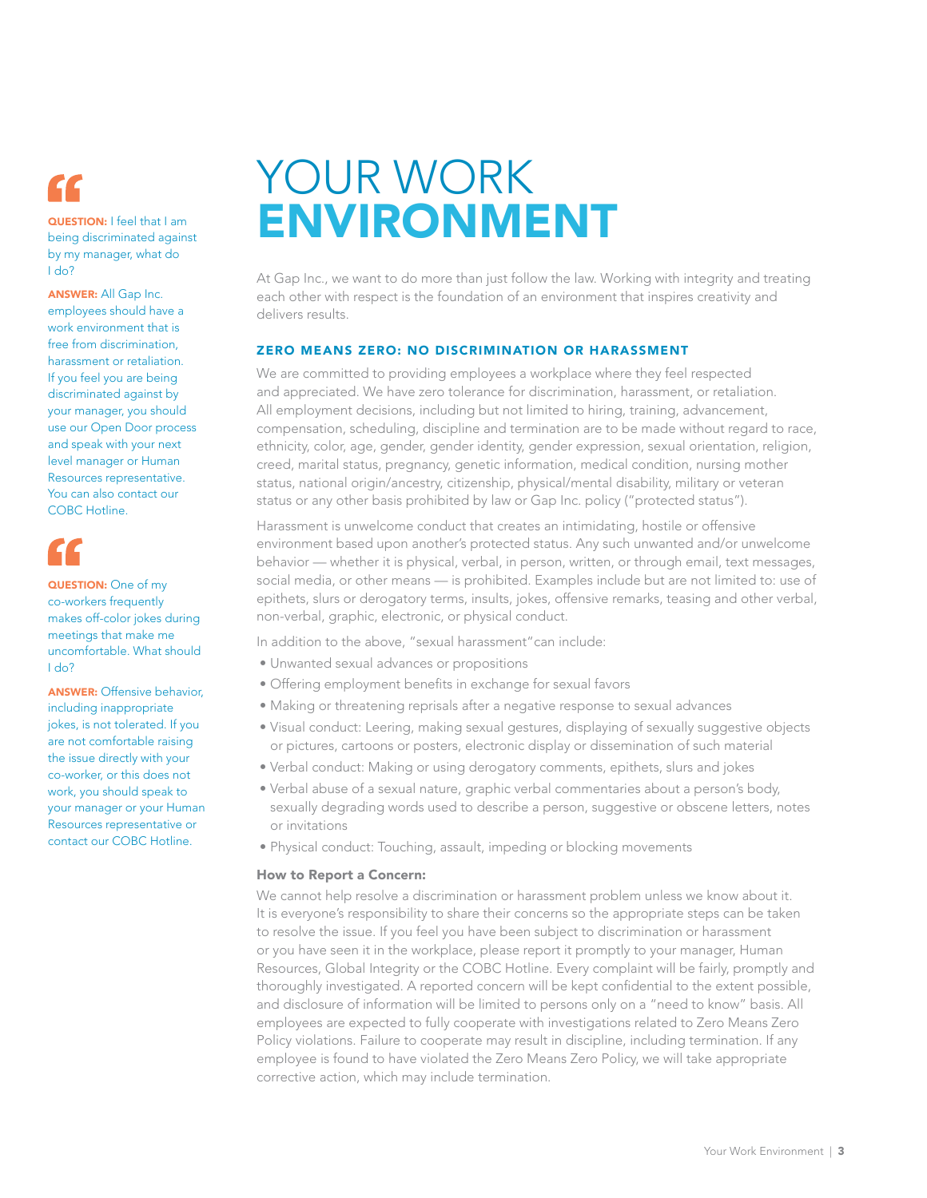# YOUR WORK **ENVIRONMENT**

At Gap Inc., we want to do more than just follow the law. Working with integrity and treating each other with respect is the foundation of an environment that inspires creativity and delivers results.

### ZERO MEANS ZERO: NO DISCRIMINATION OR HARASSMENT

We are committed to providing employees a workplace where they feel respected and appreciated. We have zero tolerance for discrimination, harassment, or retaliation. All employment decisions, including but not limited to hiring, training, advancement, compensation, scheduling, discipline and termination are to be made without regard to race, ethnicity, color, age, gender, gender identity, gender expression, sexual orientation, religion, creed, marital status, pregnancy, genetic information, medical condition, nursing mother status, national origin/ancestry, citizenship, physical/mental disability, military or veteran status or any other basis prohibited by law or Gap Inc. policy ("protected status").

Harassment is unwelcome conduct that creates an intimidating, hostile or offensive environment based upon another's protected status. Any such unwanted and/or unwelcome behavior — whether it is physical, verbal, in person, written, or through email, text messages, social media, or other means — is prohibited. Examples include but are not limited to: use of epithets, slurs or derogatory terms, insults, jokes, offensive remarks, teasing and other verbal, non-verbal, graphic, electronic, or physical conduct.

In addition to the above, "sexual harassment" can include:

- Unwanted sexual advances or propositions
- Offering employment benefits in exchange for sexual favors
- Making or threatening reprisals after a negative response to sexual advances
- Visual conduct: Leering, making sexual gestures, displaying of sexually suggestive objects or pictures, cartoons or posters, electronic display or dissemination of such material
- Verbal conduct: Making or using derogatory comments, epithets, slurs and jokes
- Verbal abuse of a sexual nature, graphic verbal commentaries about a person's body, sexually degrading words used to describe a person, suggestive or obscene letters, notes or invitations
- Physical conduct: Touching, assault, impeding or blocking movements

**How to Report a Concern:**

We cannot help resolve a discrimination or harassment problem unless we know about it. It is everyone's responsibility to share their concerns so the appropriate steps can be taken to resolve the issue. If you feel you have been subject to discrimination or harassment or you have seen it in the workplace, please report it promptly to your manager, Human Resources, Global Integrity or the COBC Hotline. Every complaint will be fairly, promptly and thoroughly investigated. A reported concern will be kept confidential to the extent possible, and disclosure of information will be limited to persons only on a "need to know" basis. All employees are expected to fully cooperate with investigations related to Zero Means Zero Policy violations. Failure to cooperate may result in discipline, including termination. If any employee is found to have violated the Zero Means Zero Policy, we will take appropriate corrective action, which may include termination.

**QUESTION:** I feel that I am being discriminated against by my manager, what do I do?

**ANSWER:** All Gap Inc. employees should have a work environment that is free from discrimination, harassment or retaliation. If you feel you are being discriminated against by your manager, you should use our Open Door process and speak with your next level manager or Human Resources representative. You can also contact our COBC Hotline.

**QUESTION:** One of my co-workers frequently makes off-color jokes during meetings that make me uncomfortable. What should I do?

**ANSWER:** Offensive behavior, including inappropriate jokes, is not tolerated. If you are not comfortable raising the issue directly with your co-worker, or this does not work, you should speak to your manager or your Human Resources representative or contact our COBC Hotline.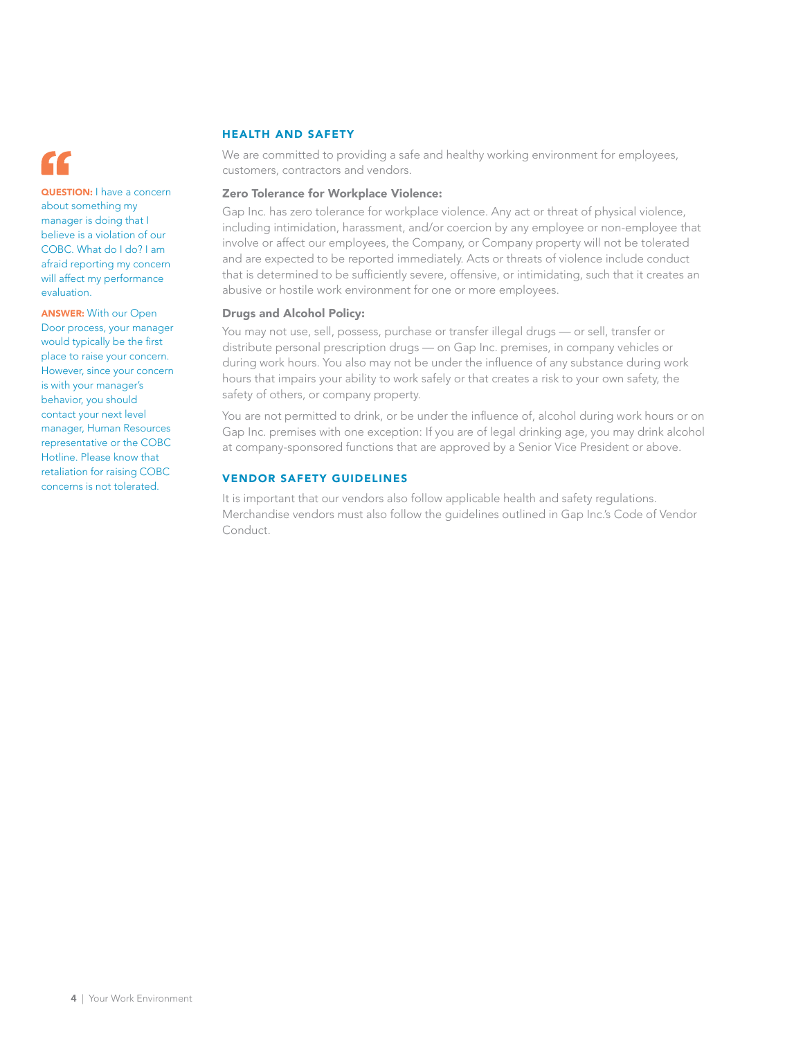**QUESTION:** I have a concern about something my manager is doing that I believe is a violation of our COBC. What do I do? I am afraid reporting my concern will affect my performance evaluation.

**ANSWER:** With our Open Door process, your manager would typically be the first place to raise your concern. However, since your concern is with your manager's behavior, you should contact your next level manager, Human Resources representative or the COBC Hotline. Please know that retaliation for raising COBC concerns is not tolerated.

## HEALTH AND SAFETY

We are committed to providing a safe and healthy working environment for employees, customers, contractors and vendors.

**Zero Tolerance for Workplace Violence:**

Gap Inc. has zero tolerance for workplace violence. Any act or threat of physical violence, including intimidation, harassment, and/or coercion by any employee or non-employee that involve or affect our employees, the Company, or Company property will not be tolerated and are expected to be reported immediately. Acts or threats of violence include conduct that is determined to be sufficiently severe, offensive, or intimidating, such that it creates an abusive or hostile work environment for one or more employees.

**Drugs and Alcohol Policy:**

You may not use, sell, possess, purchase or transfer illegal drugs — or sell, transfer or distribute personal prescription drugs — on Gap Inc. premises, in company vehicles or during work hours. You also may not be under the influence of any substance during work hours that impairs your ability to work safely or that creates a risk to your own safety, the safety of others, or company property.

You are not permitted to drink, or be under the influence of, alcohol during work hours or on Gap Inc. premises with one exception: If you are of legal drinking age, you may drink alcohol at company-sponsored functions that are approved by a Senior Vice President or above.

## VENDOR SAFETY GUIDELINES

It is important that our vendors also follow applicable health and safety regulations. Merchandise vendors must also follow the guidelines outlined in Gap Inc.'s Code of Vendor Conduct.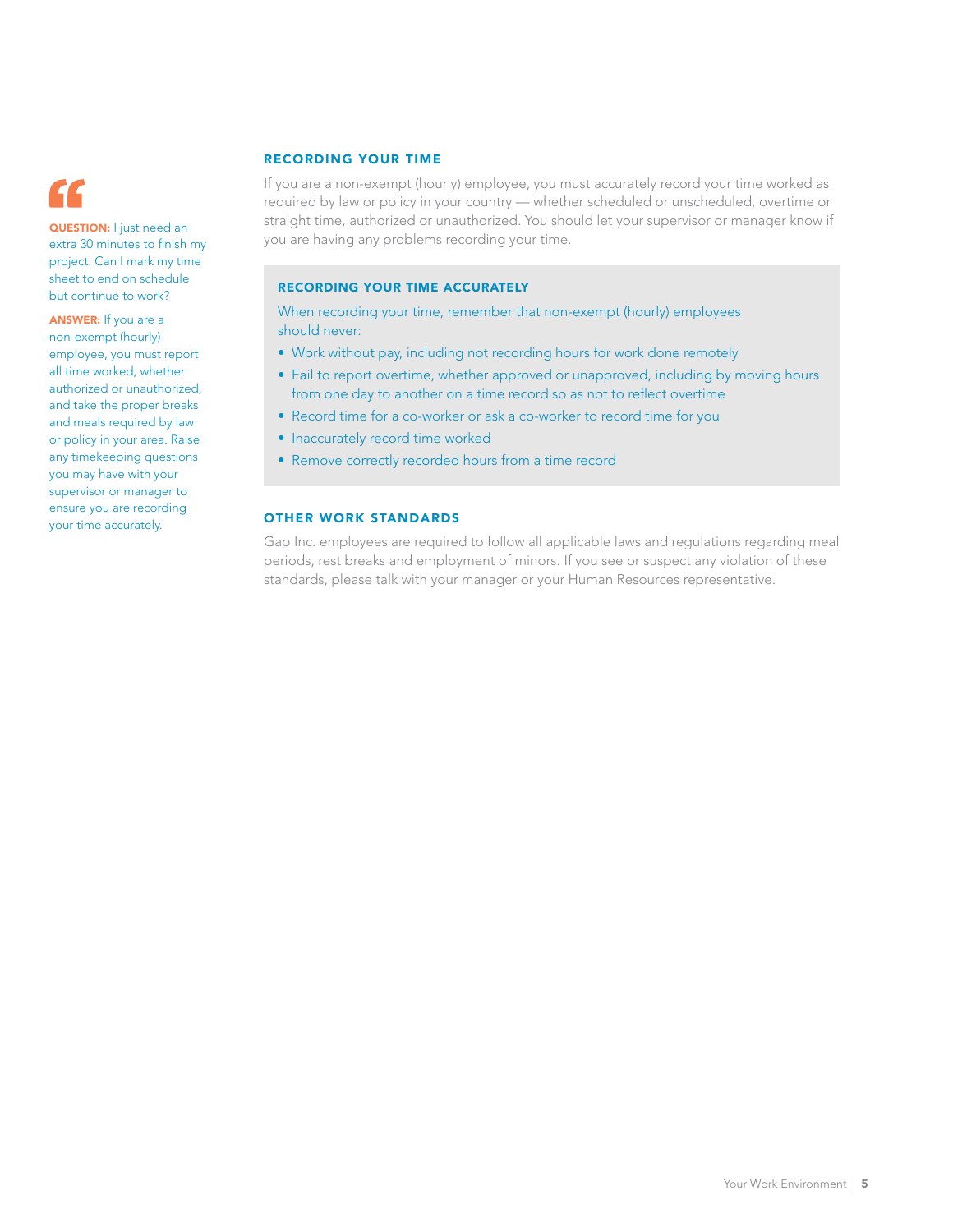**QUESTION:** I just need an extra 30 minutes to finish my project. Can I mark my time sheet to end on schedule but continue to work?

**ANSWER:** If you are a non-exempt (hourly) employee, you must report all time worked, whether authorized or unauthorized, and take the proper breaks and meals required by law or policy in your area. Raise any timekeeping questions you may have with your supervisor or manager to ensure you are recording your time accurately.

## RECORDING YOUR TIME

If you are a non-exempt (hourly) employee, you must accurately record your time worked as required by law or policy in your country — whether scheduled or unscheduled, overtime or straight time, authorized or unauthorized. You should let your supervisor or manager know if you are having any problems recording your time.

### RECORDING YOUR TIME ACCURATELY

When recording your time, remember that non-exempt (hourly) employees should never:

- Work without pay, including not recording hours for work done remotely
- Fail to report overtime, whether approved or unapproved, including by moving hours from one day to another on a time record so as not to reflect overtime
- Record time for a co-worker or ask a co-worker to record time for you
- Inaccurately record time worked
- Remove correctly recorded hours from a time record

## OTHER WORK STANDARDS

Gap Inc. employees are required to follow all applicable laws and regulations regarding meal periods, rest breaks and employment of minors. If you see or suspect any violation of these standards, please talk with your manager or your Human Resources representative.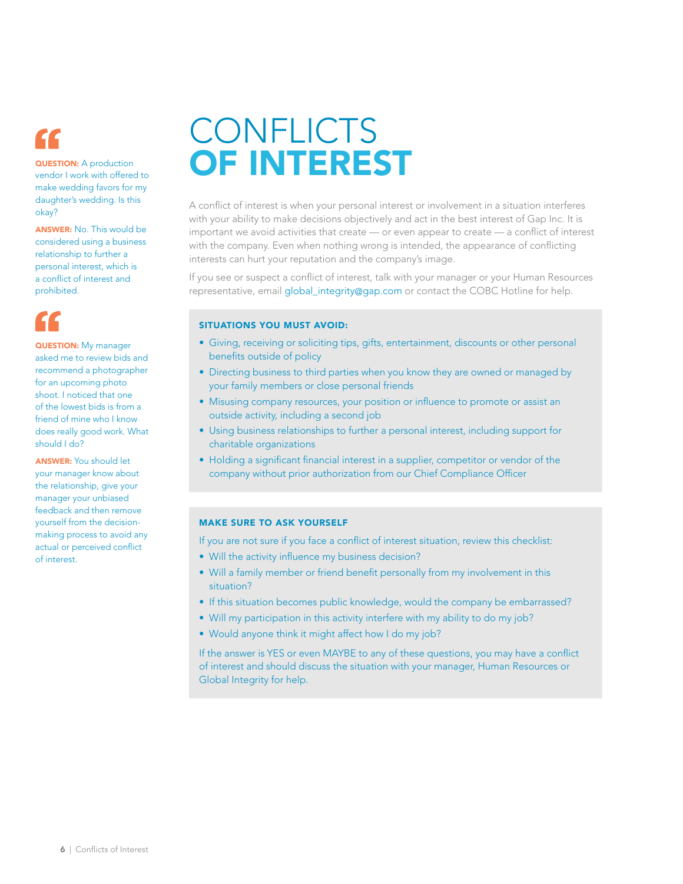# CONFLICTS OF INTEREST

A conflict of interest is when your personal interest or involvement in a situation interferes with your ability to make decisions objectively and act in the best interest of Gap Inc. It is important we avoid activities that create — or even appear to create — a conflict of interest with the company. Even when nothing wrong is intended, the appearance of conflicting interests can hurt your reputation and the company's image.

If you see or suspect a conflict of interest, talk with your manager or your Human Resources representative, email global_integrity@gap.com or contact the COBC Hotline for help.

### SITUATIONS YOU MUST AVOID:

- Giving, receiving or soliciting tips, gifts, entertainment, discounts or other personal benefits outside of policy
- Directing business to third parties when you know they are owned or managed by your family members or close personal friends
- Misusing company resources, your position or influence to promote or assist an outside activity, including a second job
- Using business relationships to further a personal interest, including support for charitable organizations
- Holding a significant financial interest in a supplier, competitor or vendor of the company without prior authorization from our Chief Compliance Officer

### MAKE SURE TO ASK YOURSELF

If you are not sure if you face a conflict of interest situation, review this checklist:

- Will the activity influence my business decision?
- Will a family member or friend benefit personally from my involvement in this situation?
- If this situation becomes public knowledge, would the company be embarrassed?
- Will my participation in this activity interfere with my ability to do my job?
- Would anyone think it might affect how I do my job?

If the answer is YES or even MAYBE to any of these questions, you may have a conflict of interest and should discuss the situation with your manager, Human Resources or Global Integrity for help.

**QUESTION:** A production vendor I work with offered to make wedding favors for my daughter's wedding. Is this okay?

**ANSWER:** No. This would be considered using a business relationship to further a personal interest, which is a conflict of interest and prohibited.

**QUESTION:** My manager asked me to review bids and recommend a photographer for an upcoming photo shoot. I noticed that one of the lowest bids is from a friend of mine who I know does really good work. What should I do?

**ANSWER:** You should let your manager know about the relationship, give your manager your unbiased feedback and then remove yourself from the decision-making process to avoid any actual or perceived conflict of interest.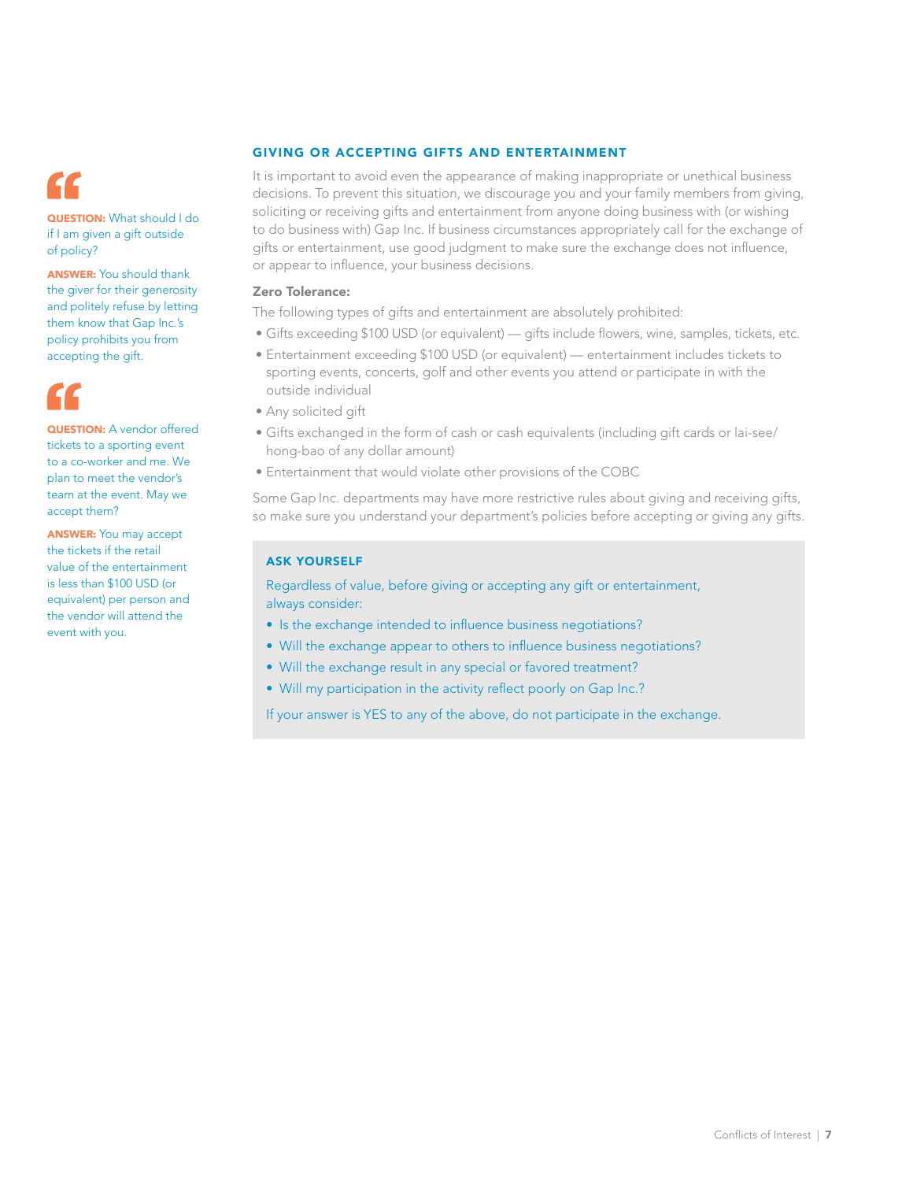**QUESTION:** What should I do if I am given a gift outside of policy?

**ANSWER:** You should thank the giver for their generosity and politely refuse by letting them know that Gap Inc.'s policy prohibits you from accepting the gift.

**QUESTION:** A vendor offered tickets to a sporting event to a co-worker and me. We plan to meet the vendor's team at the event. May we accept them?

**ANSWER:** You may accept the tickets if the retail value of the entertainment is less than $100 USD (or equivalent) per person and the vendor will attend the event with you.

## GIVING OR ACCEPTING GIFTS AND ENTERTAINMENT

It is important to avoid even the appearance of making inappropriate or unethical business decisions. To prevent this situation, we discourage you and your family members from giving, soliciting or receiving gifts and entertainment from anyone doing business with (or wishing to do business with) Gap Inc. If business circumstances appropriately call for the exchange of gifts or entertainment, use good judgment to make sure the exchange does not influence, or appear to influence, your business decisions.

**Zero Tolerance:**

The following types of gifts and entertainment are absolutely prohibited:

- Gifts exceeding $100 USD (or equivalent) — gifts include flowers, wine, samples, tickets, etc.
- Entertainment exceeding $100 USD (or equivalent) — entertainment includes tickets to sporting events, concerts, golf and other events you attend or participate in with the outside individual
- Any solicited gift
- Gifts exchanged in the form of cash or cash equivalents (including gift cards or lai-see/hong-bao of any dollar amount)
- Entertainment that would violate other provisions of the COBC

Some Gap Inc. departments may have more restrictive rules about giving and receiving gifts, so make sure you understand your department's policies before accepting or giving any gifts.

### ASK YOURSELF

Regardless of value, before giving or accepting any gift or entertainment, always consider:

- Is the exchange intended to influence business negotiations?
- Will the exchange appear to others to influence business negotiations?
- Will the exchange result in any special or favored treatment?
- Will my participation in the activity reflect poorly on Gap Inc.?

If your answer is YES to any of the above, do not participate in the exchange.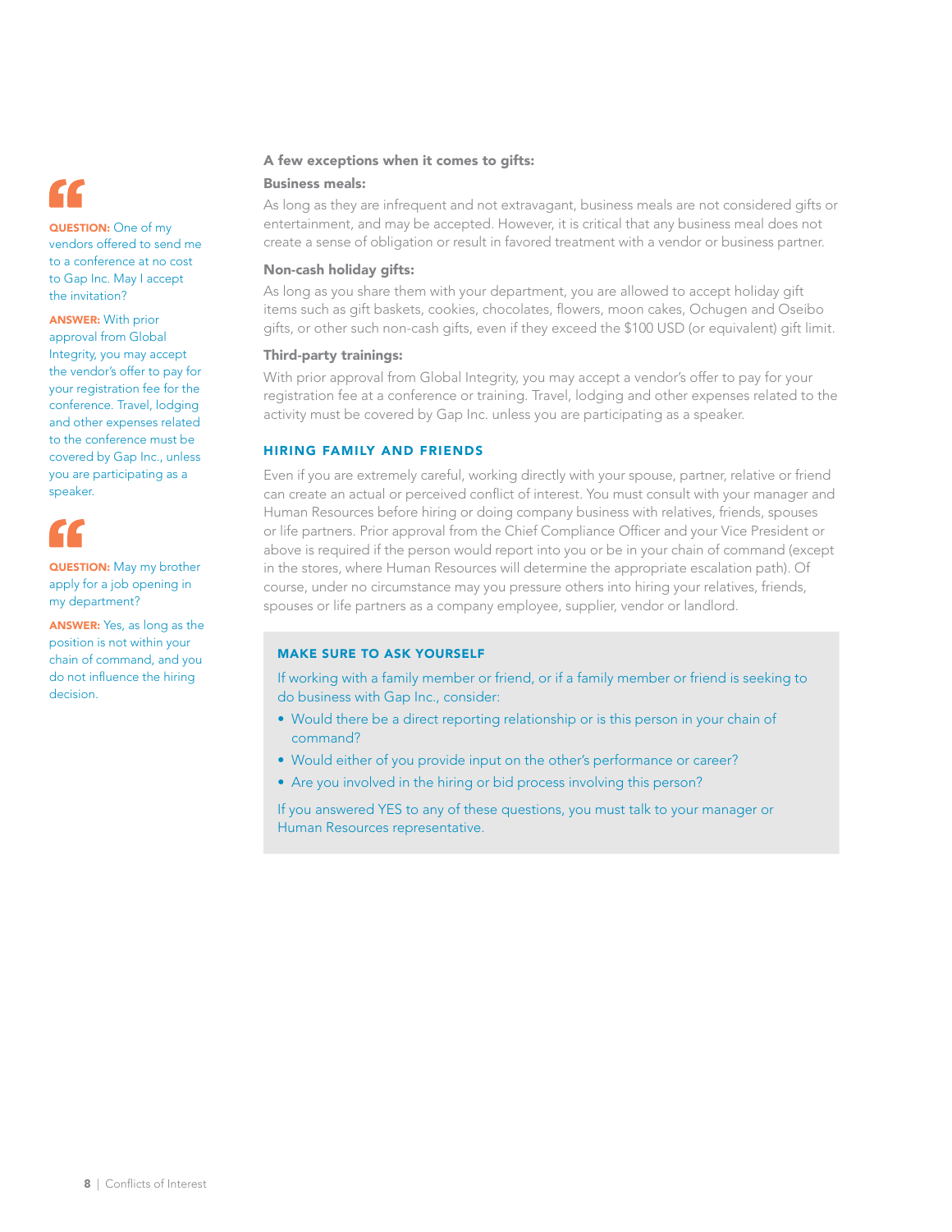**QUESTION:** One of my vendors offered to send me to a conference at no cost to Gap Inc. May I accept the invitation?

**ANSWER:** With prior approval from Global Integrity, you may accept the vendor's offer to pay for your registration fee for the conference. Travel, lodging and other expenses related to the conference must be covered by Gap Inc., unless you are participating as a speaker.

**QUESTION:** May my brother apply for a job opening in my department?

**ANSWER:** Yes, as long as the position is not within your chain of command, and you do not influence the hiring decision.

### A few exceptions when it comes to gifts:

**Business meals:**

As long as they are infrequent and not extravagant, business meals are not considered gifts or entertainment, and may be accepted. However, it is critical that any business meal does not create a sense of obligation or result in favored treatment with a vendor or business partner.

**Non-cash holiday gifts:**

As long as you share them with your department, you are allowed to accept holiday gift items such as gift baskets, cookies, chocolates, flowers, moon cakes, Ochugen and Oseibo gifts, or other such non-cash gifts, even if they exceed the $100 USD (or equivalent) gift limit.

**Third-party trainings:**

With prior approval from Global Integrity, you may accept a vendor's offer to pay for your registration fee at a conference or training. Travel, lodging and other expenses related to the activity must be covered by Gap Inc. unless you are participating as a speaker.

## HIRING FAMILY AND FRIENDS

Even if you are extremely careful, working directly with your spouse, partner, relative or friend can create an actual or perceived conflict of interest. You must consult with your manager and Human Resources before hiring or doing company business with relatives, friends, spouses or life partners. Prior approval from the Chief Compliance Officer and your Vice President or above is required if the person would report into you or be in your chain of command (except in the stores, where Human Resources will determine the appropriate escalation path). Of course, under no circumstance may you pressure others into hiring your relatives, friends, spouses or life partners as a company employee, supplier, vendor or landlord.

### MAKE SURE TO ASK YOURSELF

If working with a family member or friend, or if a family member or friend is seeking to do business with Gap Inc., consider:

- Would there be a direct reporting relationship or is this person in your chain of command?
- Would either of you provide input on the other's performance or career?
- Are you involved in the hiring or bid process involving this person?

If you answered YES to any of these questions, you must talk to your manager or Human Resources representative.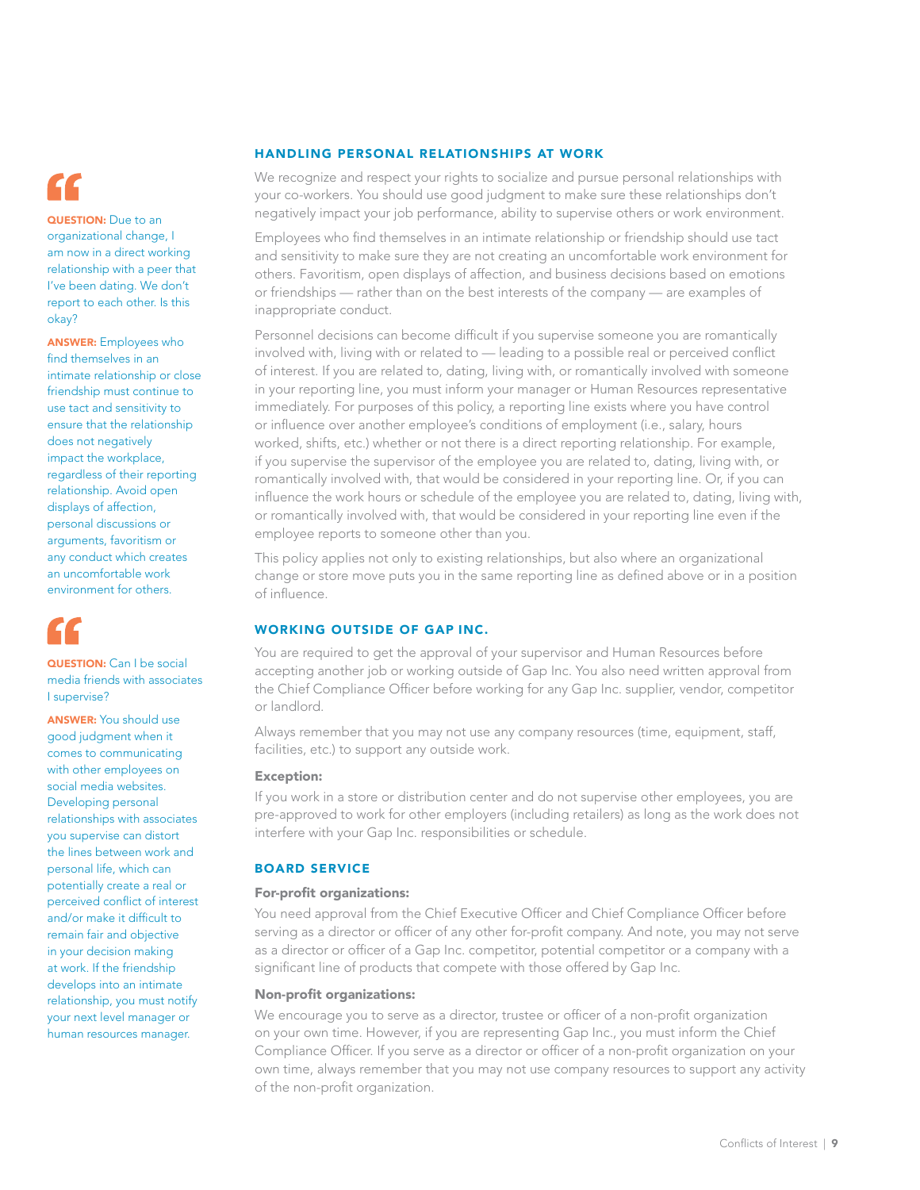## HANDLING PERSONAL RELATIONSHIPS AT WORK

We recognize and respect your rights to socialize and pursue personal relationships with your co-workers. You should use good judgment to make sure these relationships don't negatively impact your job performance, ability to supervise others or work environment.

Employees who find themselves in an intimate relationship or friendship should use tact and sensitivity to make sure they are not creating an uncomfortable work environment for others. Favoritism, open displays of affection, and business decisions based on emotions or friendships — rather than on the best interests of the company — are examples of inappropriate conduct.

Personnel decisions can become difficult if you supervise someone you are romantically involved with, living with or related to — leading to a possible real or perceived conflict of interest. If you are related to, dating, living with, or romantically involved with someone in your reporting line, you must inform your manager or Human Resources representative immediately. For purposes of this policy, a reporting line exists where you have control or influence over another employee's conditions of employment (i.e., salary, hours worked, shifts, etc.) whether or not there is a direct reporting relationship. For example, if you supervise the supervisor of the employee you are related to, dating, living with, or romantically involved with, that would be considered in your reporting line. Or, if you can influence the work hours or schedule of the employee you are related to, dating, living with, or romantically involved with, that would be considered in your reporting line even if the employee reports to someone other than you.

This policy applies not only to existing relationships, but also where an organizational change or store move puts you in the same reporting line as defined above or in a position of influence.

**QUESTION:** Due to an organizational change, I am now in a direct working relationship with a peer that I've been dating. We don't report to each other. Is this okay?

**ANSWER:** Employees who find themselves in an intimate relationship or close friendship must continue to use tact and sensitivity to ensure that the relationship does not negatively impact the workplace, regardless of their reporting relationship. Avoid open displays of affection, personal discussions or arguments, favoritism or any conduct which creates an uncomfortable work environment for others.

**QUESTION:** Can I be social media friends with associates I supervise?

**ANSWER:** You should use good judgment when it comes to communicating with other employees on social media websites. Developing personal relationships with associates you supervise can distort the lines between work and personal life, which can potentially create a real or perceived conflict of interest and/or make it difficult to remain fair and objective in your decision making at work. If the friendship develops into an intimate relationship, you must notify your next level manager or human resources manager.

## WORKING OUTSIDE OF GAP INC.

You are required to get the approval of your supervisor and Human Resources before accepting another job or working outside of Gap Inc. You also need written approval from the Chief Compliance Officer before working for any Gap Inc. supplier, vendor, competitor or landlord.

Always remember that you may not use any company resources (time, equipment, staff, facilities, etc.) to support any outside work.

**Exception:**

If you work in a store or distribution center and do not supervise other employees, you are pre-approved to work for other employers (including retailers) as long as the work does not interfere with your Gap Inc. responsibilities or schedule.

## BOARD SERVICE

**For-profit organizations:**

You need approval from the Chief Executive Officer and Chief Compliance Officer before serving as a director or officer of any other for-profit company. And note, you may not serve as a director or officer of a Gap Inc. competitor, potential competitor or a company with a significant line of products that compete with those offered by Gap Inc.

**Non-profit organizations:**

We encourage you to serve as a director, trustee or officer of a non-profit organization on your own time. However, if you are representing Gap Inc., you must inform the Chief Compliance Officer. If you serve as a director or officer of a non-profit organization on your own time, always remember that you may not use company resources to support any activity of the non-profit organization.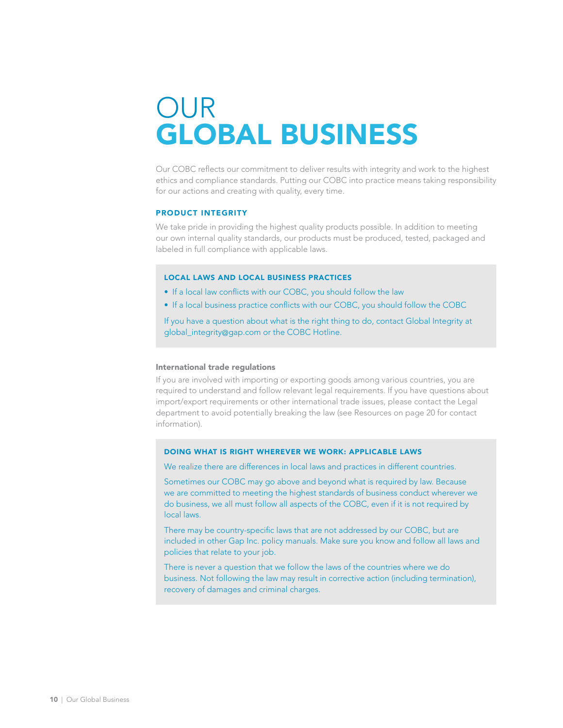# OUR GLOBAL BUSINESS

Our COBC reflects our commitment to deliver results with integrity and work to the highest ethics and compliance standards. Putting our COBC into practice means taking responsibility for our actions and creating with quality, every time.

## PRODUCT INTEGRITY

We take pride in providing the highest quality products possible. In addition to meeting our own internal quality standards, our products must be produced, tested, packaged and labeled in full compliance with applicable laws.

### LOCAL LAWS AND LOCAL BUSINESS PRACTICES

- If a local law conflicts with our COBC, you should follow the law
- If a local business practice conflicts with our COBC, you should follow the COBC

If you have a question about what is the right thing to do, contact Global Integrity at global_integrity@gap.com or the COBC Hotline.

**International trade regulations**

If you are involved with importing or exporting goods among various countries, you are required to understand and follow relevant legal requirements. If you have questions about import/export requirements or other international trade issues, please contact the Legal department to avoid potentially breaking the law (see Resources on page 20 for contact information).

### DOING WHAT IS RIGHT WHEREVER WE WORK: APPLICABLE LAWS

We realize there are differences in local laws and practices in different countries.

Sometimes our COBC may go above and beyond what is required by law. Because we are committed to meeting the highest standards of business conduct wherever we do business, we all must follow all aspects of the COBC, even if it is not required by local laws.

There may be country-specific laws that are not addressed by our COBC, but are included in other Gap Inc. policy manuals. Make sure you know and follow all laws and policies that relate to your job.

There is never a question that we follow the laws of the countries where we do business. Not following the law may result in corrective action (including termination), recovery of damages and criminal charges.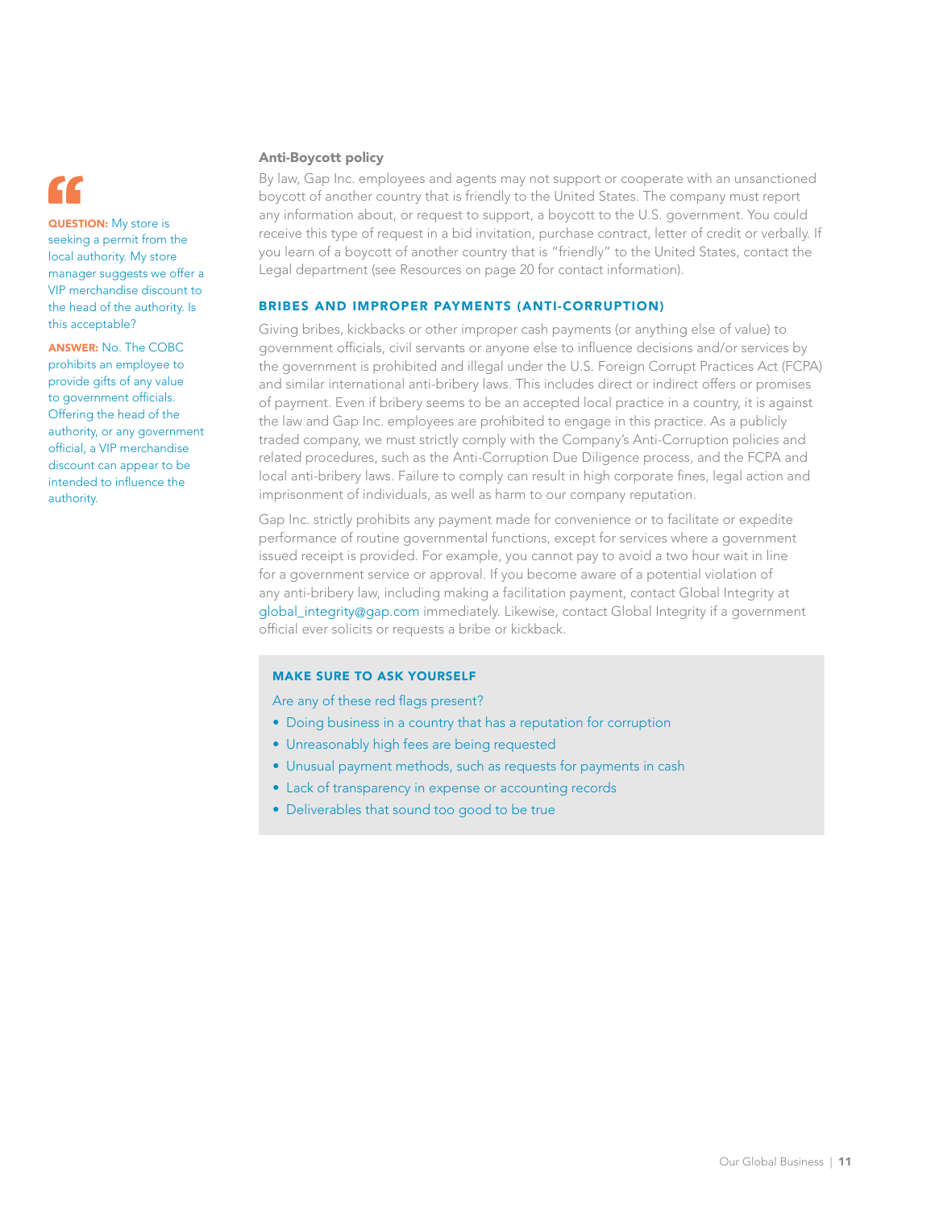**QUESTION:** My store is seeking a permit from the local authority. My store manager suggests we offer a VIP merchandise discount to the head of the authority. Is this acceptable?

**ANSWER:** No. The COBC prohibits an employee to provide gifts of any value to government officials. Offering the head of the authority, or any government official, a VIP merchandise discount can appear to be intended to influence the authority.

### Anti-Boycott policy

By law, Gap Inc. employees and agents may not support or cooperate with an unsanctioned boycott of another country that is friendly to the United States. The company must report any information about, or request to support, a boycott to the U.S. government. You could receive this type of request in a bid invitation, purchase contract, letter of credit or verbally. If you learn of a boycott of another country that is "friendly" to the United States, contact the Legal department (see Resources on page 20 for contact information).

## BRIBES AND IMPROPER PAYMENTS (ANTI-CORRUPTION)

Giving bribes, kickbacks or other improper cash payments (or anything else of value) to government officials, civil servants or anyone else to influence decisions and/or services by the government is prohibited and illegal under the U.S. Foreign Corrupt Practices Act (FCPA) and similar international anti-bribery laws. This includes direct or indirect offers or promises of payment. Even if bribery seems to be an accepted local practice in a country, it is against the law and Gap Inc. employees are prohibited to engage in this practice. As a publicly traded company, we must strictly comply with the Company's Anti-Corruption policies and related procedures, such as the Anti-Corruption Due Diligence process, and the FCPA and local anti-bribery laws. Failure to comply can result in high corporate fines, legal action and imprisonment of individuals, as well as harm to our company reputation.

Gap Inc. strictly prohibits any payment made for convenience or to facilitate or expedite performance of routine governmental functions, except for services where a government issued receipt is provided. For example, you cannot pay to avoid a two hour wait in line for a government service or approval. If you become aware of a potential violation of any anti-bribery law, including making a facilitation payment, contact Global Integrity at global_integrity@gap.com immediately. Likewise, contact Global Integrity if a government official ever solicits or requests a bribe or kickback.

### MAKE SURE TO ASK YOURSELF

Are any of these red flags present?

- Doing business in a country that has a reputation for corruption
- Unreasonably high fees are being requested
- Unusual payment methods, such as requests for payments in cash
- Lack of transparency in expense or accounting records
- Deliverables that sound too good to be true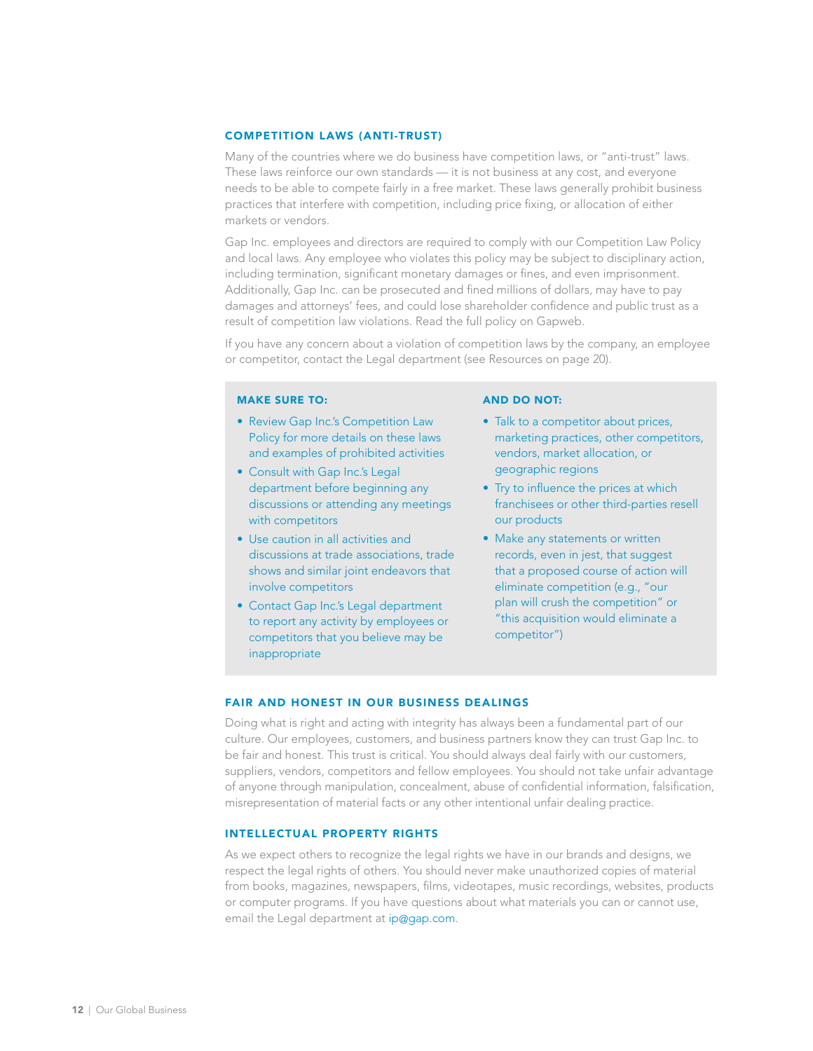## COMPETITION LAWS (ANTI-TRUST)

Many of the countries where we do business have competition laws, or "anti-trust" laws. These laws reinforce our own standards — it is not business at any cost, and everyone needs to be able to compete fairly in a free market. These laws generally prohibit business practices that interfere with competition, including price fixing, or allocation of either markets or vendors.

Gap Inc. employees and directors are required to comply with our Competition Law Policy and local laws. Any employee who violates this policy may be subject to disciplinary action, including termination, significant monetary damages or fines, and even imprisonment. Additionally, Gap Inc. can be prosecuted and fined millions of dollars, may have to pay damages and attorneys' fees, and could lose shareholder confidence and public trust as a result of competition law violations. Read the full policy on Gapweb.

If you have any concern about a violation of competition laws by the company, an employee or competitor, contact the Legal department (see Resources on page 20).

**MAKE SURE TO:**

- Review Gap Inc.'s Competition Law Policy for more details on these laws and examples of prohibited activities
- Consult with Gap Inc.'s Legal department before beginning any discussions or attending any meetings with competitors
- Use caution in all activities and discussions at trade associations, trade shows and similar joint endeavors that involve competitors
- Contact Gap Inc.'s Legal department to report any activity by employees or competitors that you believe may be inappropriate

**AND DO NOT:**

- Talk to a competitor about prices, marketing practices, other competitors, vendors, market allocation, or geographic regions
- Try to influence the prices at which franchisees or other third-parties resell our products
- Make any statements or written records, even in jest, that suggest that a proposed course of action will eliminate competition (e.g., "our plan will crush the competition" or "this acquisition would eliminate a competitor")

## FAIR AND HONEST IN OUR BUSINESS DEALINGS

Doing what is right and acting with integrity has always been a fundamental part of our culture. Our employees, customers, and business partners know they can trust Gap Inc. to be fair and honest. This trust is critical. You should always deal fairly with our customers, suppliers, vendors, competitors and fellow employees. You should not take unfair advantage of anyone through manipulation, concealment, abuse of confidential information, falsification, misrepresentation of material facts or any other intentional unfair dealing practice.

## INTELLECTUAL PROPERTY RIGHTS

As we expect others to recognize the legal rights we have in our brands and designs, we respect the legal rights of others. You should never make unauthorized copies of material from books, magazines, newspapers, films, videotapes, music recordings, websites, products or computer programs. If you have questions about what materials you can or cannot use, email the Legal department at ip@gap.com.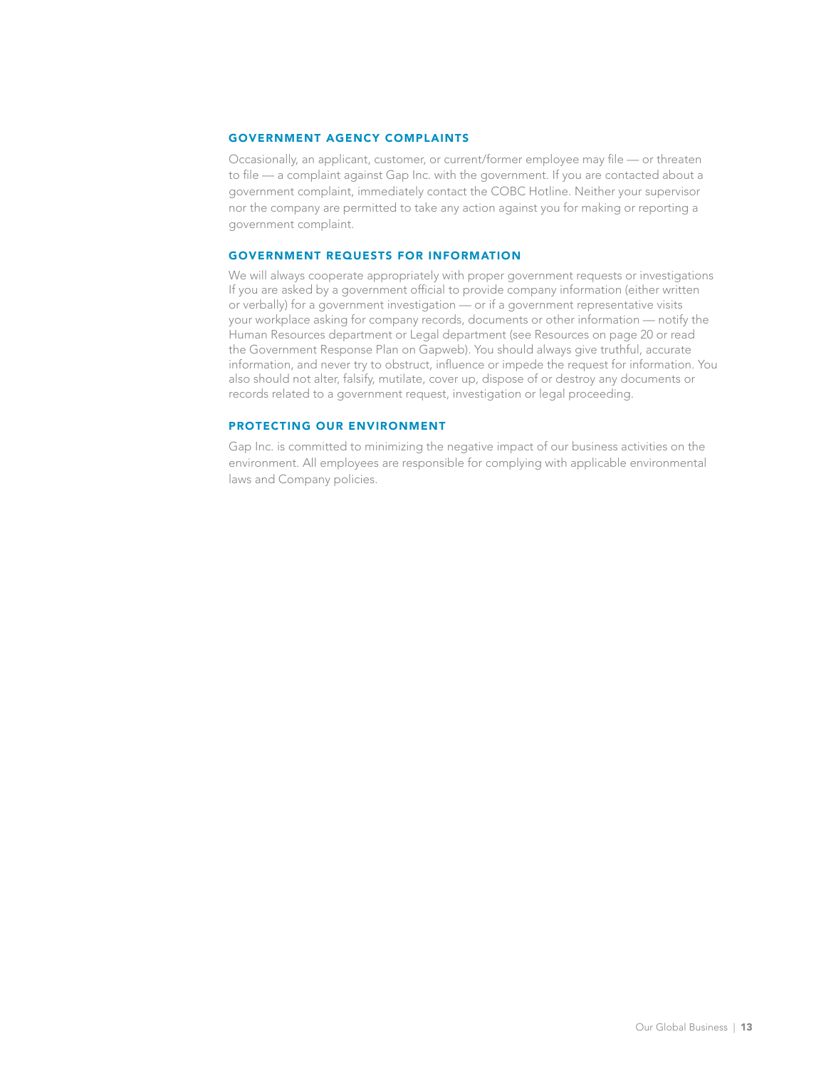### GOVERNMENT AGENCY COMPLAINTS

Occasionally, an applicant, customer, or current/former employee may file — or threaten to file — a complaint against Gap Inc. with the government. If you are contacted about a government complaint, immediately contact the COBC Hotline. Neither your supervisor nor the company are permitted to take any action against you for making or reporting a government complaint.

### GOVERNMENT REQUESTS FOR INFORMATION

We will always cooperate appropriately with proper government requests or investigations If you are asked by a government official to provide company information (either written or verbally) for a government investigation — or if a government representative visits your workplace asking for company records, documents or other information — notify the Human Resources department or Legal department (see Resources on page 20 or read the Government Response Plan on Gapweb). You should always give truthful, accurate information, and never try to obstruct, influence or impede the request for information. You also should not alter, falsify, mutilate, cover up, dispose of or destroy any documents or records related to a government request, investigation or legal proceeding.

### PROTECTING OUR ENVIRONMENT

Gap Inc. is committed to minimizing the negative impact of our business activities on the environment. All employees are responsible for complying with applicable environmental laws and Company policies.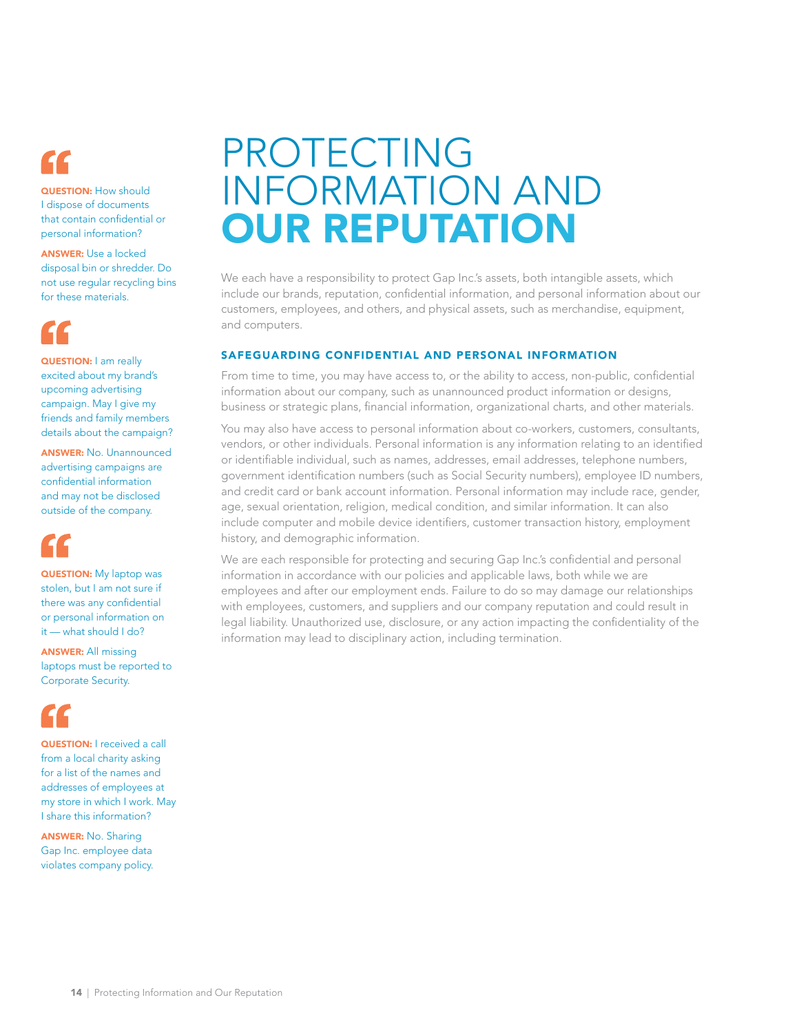# PROTECTING INFORMATION AND OUR REPUTATION

We each have a responsibility to protect Gap Inc.'s assets, both intangible assets, which include our brands, reputation, confidential information, and personal information about our customers, employees, and others, and physical assets, such as merchandise, equipment, and computers.

### SAFEGUARDING CONFIDENTIAL AND PERSONAL INFORMATION

From time to time, you may have access to, or the ability to access, non-public, confidential information about our company, such as unannounced product information or designs, business or strategic plans, financial information, organizational charts, and other materials.

You may also have access to personal information about co-workers, customers, consultants, vendors, or other individuals. Personal information is any information relating to an identified or identifiable individual, such as names, addresses, email addresses, telephone numbers, government identification numbers (such as Social Security numbers), employee ID numbers, and credit card or bank account information. Personal information may include race, gender, age, sexual orientation, religion, medical condition, and similar information. It can also include computer and mobile device identifiers, customer transaction history, employment history, and demographic information.

We are each responsible for protecting and securing Gap Inc.'s confidential and personal information in accordance with our policies and applicable laws, both while we are employees and after our employment ends. Failure to do so may damage our relationships with employees, customers, and suppliers and our company reputation and could result in legal liability. Unauthorized use, disclosure, or any action impacting the confidentiality of the information may lead to disciplinary action, including termination.

**QUESTION:** How should I dispose of documents that contain confidential or personal information?

**ANSWER:** Use a locked disposal bin or shredder. Do not use regular recycling bins for these materials.

**QUESTION:** I am really excited about my brand's upcoming advertising campaign. May I give my friends and family members details about the campaign?

**ANSWER:** No. Unannounced advertising campaigns are confidential information and may not be disclosed outside of the company.

**QUESTION:** My laptop was stolen, but I am not sure if there was any confidential or personal information on it — what should I do?

**ANSWER:** All missing laptops must be reported to Corporate Security.

**QUESTION:** I received a call from a local charity asking for a list of the names and addresses of employees at my store in which I work. May I share this information?

**ANSWER:** No. Sharing Gap Inc. employee data violates company policy.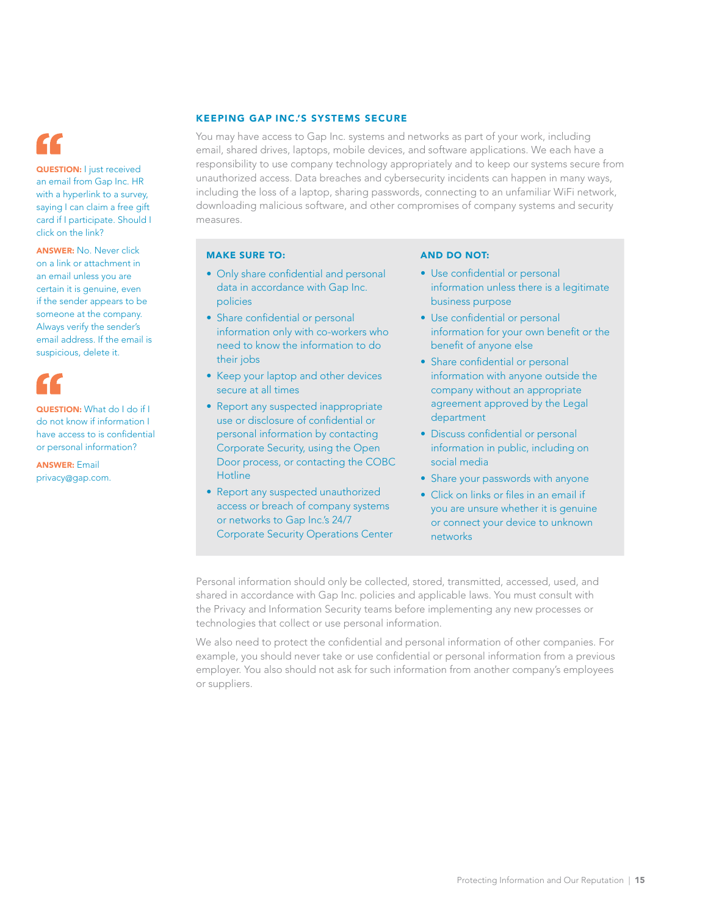## KEEPING GAP INC.'S SYSTEMS SECURE

You may have access to Gap Inc. systems and networks as part of your work, including email, shared drives, laptops, mobile devices, and software applications. We each have a responsibility to use company technology appropriately and to keep our systems secure from unauthorized access. Data breaches and cybersecurity incidents can happen in many ways, including the loss of a laptop, sharing passwords, connecting to an unfamiliar WiFi network, downloading malicious software, and other compromises of company systems and security measures.

### MAKE SURE TO:

- Only share confidential and personal data in accordance with Gap Inc. policies
- Share confidential or personal information only with co-workers who need to know the information to do their jobs
- Keep your laptop and other devices secure at all times
- Report any suspected inappropriate use or disclosure of confidential or personal information by contacting Corporate Security, using the Open Door process, or contacting the COBC Hotline
- Report any suspected unauthorized access or breach of company systems or networks to Gap Inc.'s 24/7 Corporate Security Operations Center

### AND DO NOT:

- Use confidential or personal information unless there is a legitimate business purpose
- Use confidential or personal information for your own benefit or the benefit of anyone else
- Share confidential or personal information with anyone outside the company without an appropriate agreement approved by the Legal department
- Discuss confidential or personal information in public, including on social media
- Share your passwords with anyone
- Click on links or files in an email if you are unsure whether it is genuine or connect your device to unknown networks

Personal information should only be collected, stored, transmitted, accessed, used, and shared in accordance with Gap Inc. policies and applicable laws. You must consult with the Privacy and Information Security teams before implementing any new processes or technologies that collect or use personal information.

We also need to protect the confidential and personal information of other companies. For example, you should never take or use confidential or personal information from a previous employer. You also should not ask for such information from another company's employees or suppliers.

**QUESTION:** I just received an email from Gap Inc. HR with a hyperlink to a survey, saying I can claim a free gift card if I participate. Should I click on the link?

**ANSWER:** No. Never click on a link or attachment in an email unless you are certain it is genuine, even if the sender appears to be someone at the company. Always verify the sender's email address. If the email is suspicious, delete it.

**QUESTION:** What do I do if I do not know if information I have access to is confidential or personal information?

**ANSWER:** Email privacy@gap.com.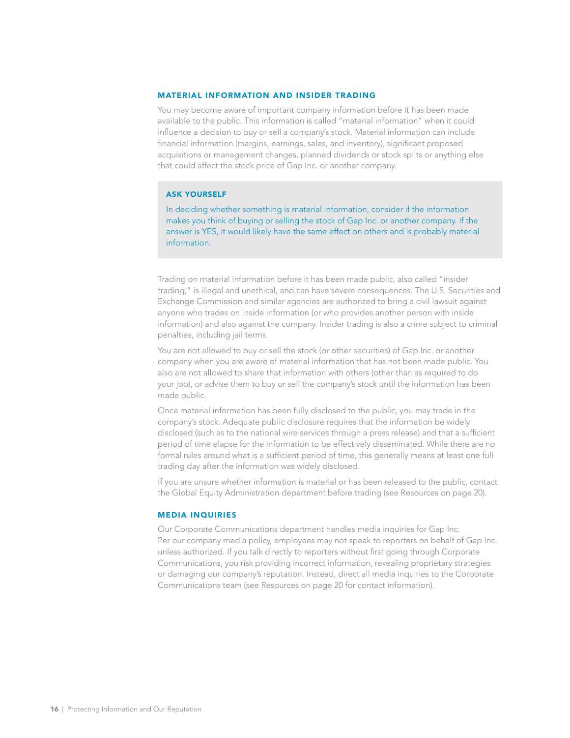## MATERIAL INFORMATION AND INSIDER TRADING

You may become aware of important company information before it has been made available to the public. This information is called "material information" when it could influence a decision to buy or sell a company's stock. Material information can include financial information (margins, earnings, sales, and inventory), significant proposed acquisitions or management changes, planned dividends or stock splits or anything else that could affect the stock price of Gap Inc. or another company.

> **ASK YOURSELF**
>
> In deciding whether something is material information, consider if the information makes you think of buying or selling the stock of Gap Inc. or another company. If the answer is YES, it would likely have the same effect on others and is probably material information.

Trading on material information before it has been made public, also called "insider trading," is illegal and unethical, and can have severe consequences. The U.S. Securities and Exchange Commission and similar agencies are authorized to bring a civil lawsuit against anyone who trades on inside information (or who provides another person with inside information) and also against the company. Insider trading is also a crime subject to criminal penalties, including jail terms.

You are not allowed to buy or sell the stock (or other securities) of Gap Inc. or another company when you are aware of material information that has not been made public. You also are not allowed to share that information with others (other than as required to do your job), or advise them to buy or sell the company's stock until the information has been made public.

Once material information has been fully disclosed to the public, you may trade in the company's stock. Adequate public disclosure requires that the information be widely disclosed (such as to the national wire services through a press release) and that a sufficient period of time elapse for the information to be effectively disseminated. While there are no formal rules around what is a sufficient period of time, this generally means at least one full trading day after the information was widely disclosed.

If you are unsure whether information is material or has been released to the public, contact the Global Equity Administration department before trading (see Resources on page 20).

## MEDIA INQUIRIES

Our Corporate Communications department handles media inquiries for Gap Inc. Per our company media policy, employees may not speak to reporters on behalf of Gap Inc. unless authorized. If you talk directly to reporters without first going through Corporate Communications, you risk providing incorrect information, revealing proprietary strategies or damaging our company's reputation. Instead, direct all media inquiries to the Corporate Communications team (see Resources on page 20 for contact information).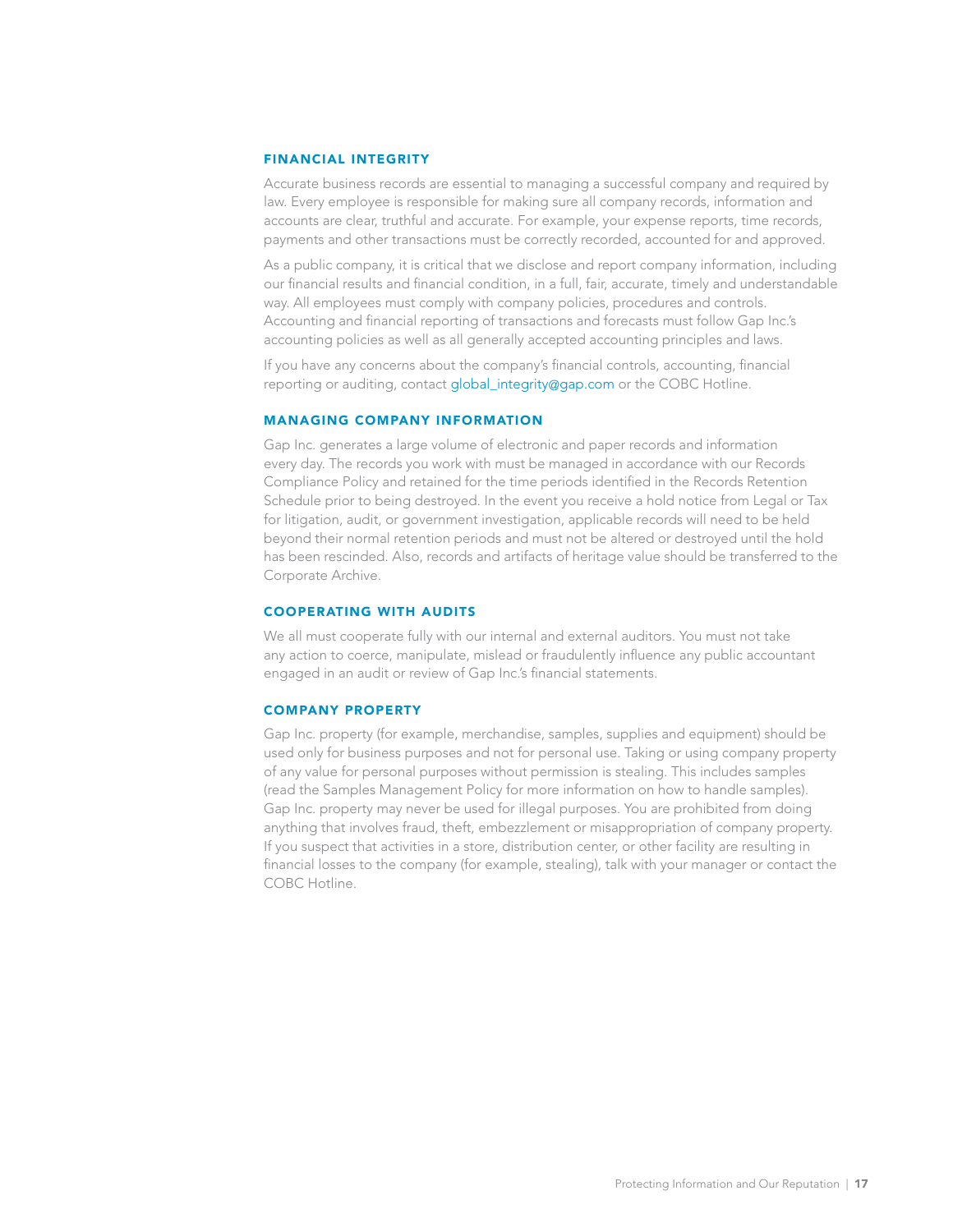## FINANCIAL INTEGRITY

Accurate business records are essential to managing a successful company and required by law. Every employee is responsible for making sure all company records, information and accounts are clear, truthful and accurate. For example, your expense reports, time records, payments and other transactions must be correctly recorded, accounted for and approved.

As a public company, it is critical that we disclose and report company information, including our financial results and financial condition, in a full, fair, accurate, timely and understandable way. All employees must comply with company policies, procedures and controls. Accounting and financial reporting of transactions and forecasts must follow Gap Inc.'s accounting policies as well as all generally accepted accounting principles and laws.

If you have any concerns about the company's financial controls, accounting, financial reporting or auditing, contact global_integrity@gap.com or the COBC Hotline.

## MANAGING COMPANY INFORMATION

Gap Inc. generates a large volume of electronic and paper records and information every day. The records you work with must be managed in accordance with our Records Compliance Policy and retained for the time periods identified in the Records Retention Schedule prior to being destroyed. In the event you receive a hold notice from Legal or Tax for litigation, audit, or government investigation, applicable records will need to be held beyond their normal retention periods and must not be altered or destroyed until the hold has been rescinded. Also, records and artifacts of heritage value should be transferred to the Corporate Archive.

## COOPERATING WITH AUDITS

We all must cooperate fully with our internal and external auditors. You must not take any action to coerce, manipulate, mislead or fraudulently influence any public accountant engaged in an audit or review of Gap Inc.'s financial statements.

## COMPANY PROPERTY

Gap Inc. property (for example, merchandise, samples, supplies and equipment) should be used only for business purposes and not for personal use. Taking or using company property of any value for personal purposes without permission is stealing. This includes samples (read the Samples Management Policy for more information on how to handle samples). Gap Inc. property may never be used for illegal purposes. You are prohibited from doing anything that involves fraud, theft, embezzlement or misappropriation of company property. If you suspect that activities in a store, distribution center, or other facility are resulting in financial losses to the company (for example, stealing), talk with your manager or contact the COBC Hotline.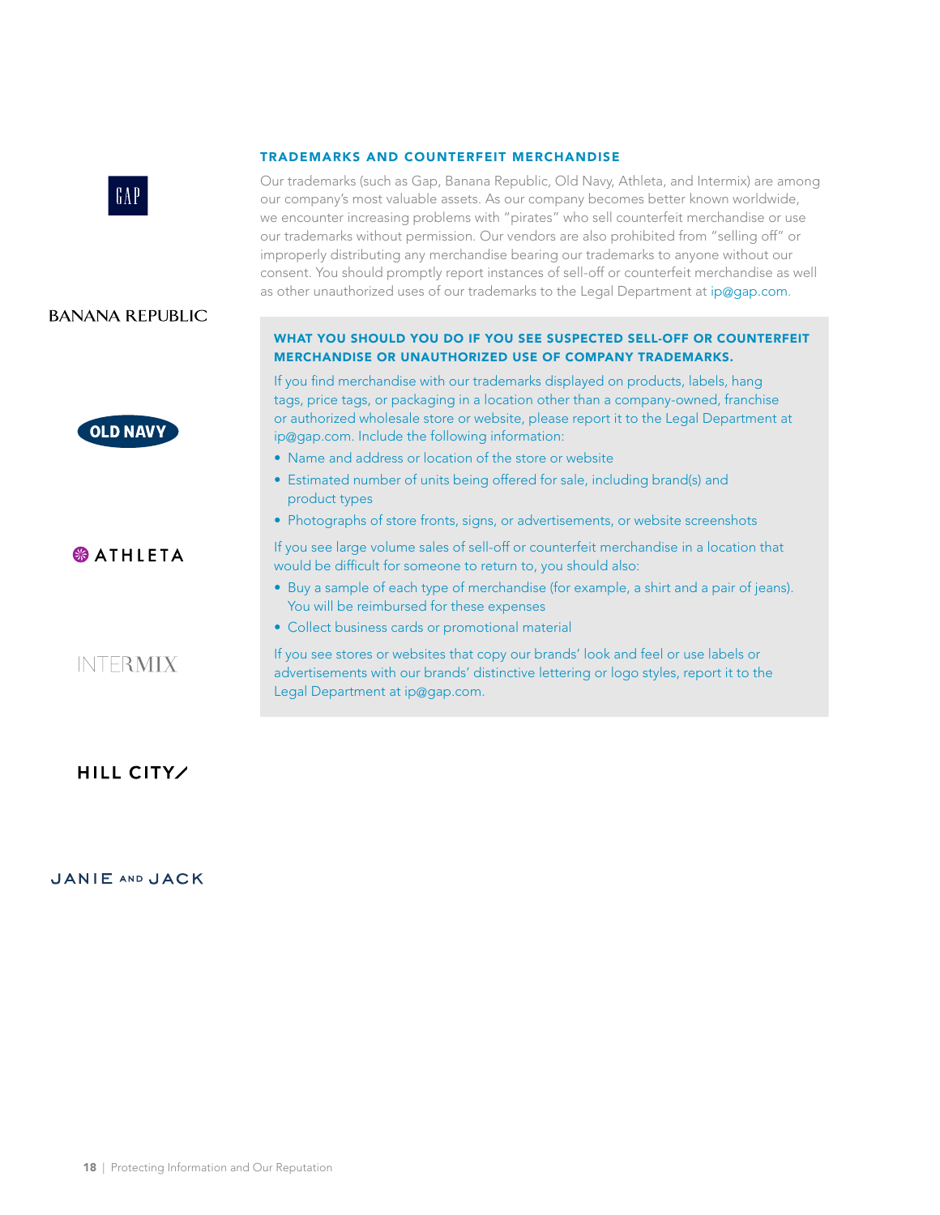## TRADEMARKS AND COUNTERFEIT MERCHANDISE

Our trademarks (such as Gap, Banana Republic, Old Navy, Athleta, and Intermix) are among our company's most valuable assets. As our company becomes better known worldwide, we encounter increasing problems with "pirates" who sell counterfeit merchandise or use our trademarks without permission. Our vendors are also prohibited from "selling off" or improperly distributing any merchandise bearing our trademarks to anyone without our consent. You should promptly report instances of sell-off or counterfeit merchandise as well as other unauthorized uses of our trademarks to the Legal Department at ip@gap.com.

### WHAT YOU SHOULD YOU DO IF YOU SEE SUSPECTED SELL-OFF OR COUNTERFEIT MERCHANDISE OR UNAUTHORIZED USE OF COMPANY TRADEMARKS.

If you find merchandise with our trademarks displayed on products, labels, hang tags, price tags, or packaging in a location other than a company-owned, franchise or authorized wholesale store or website, please report it to the Legal Department at ip@gap.com. Include the following information:

- Name and address or location of the store or website
- Estimated number of units being offered for sale, including brand(s) and product types
- Photographs of store fronts, signs, or advertisements, or website screenshots

If you see large volume sales of sell-off or counterfeit merchandise in a location that would be difficult for someone to return to, you should also:

- Buy a sample of each type of merchandise (for example, a shirt and a pair of jeans). You will be reimbursed for these expenses
- Collect business cards or promotional material

If you see stores or websites that copy our brands' look and feel or use labels or advertisements with our brands' distinctive lettering or logo styles, report it to the Legal Department at ip@gap.com.

GAP

BANANA REPUBLIC

OLD NAVY

ATHLETA

INTERMIX

HILL CITY

JANIE AND JACK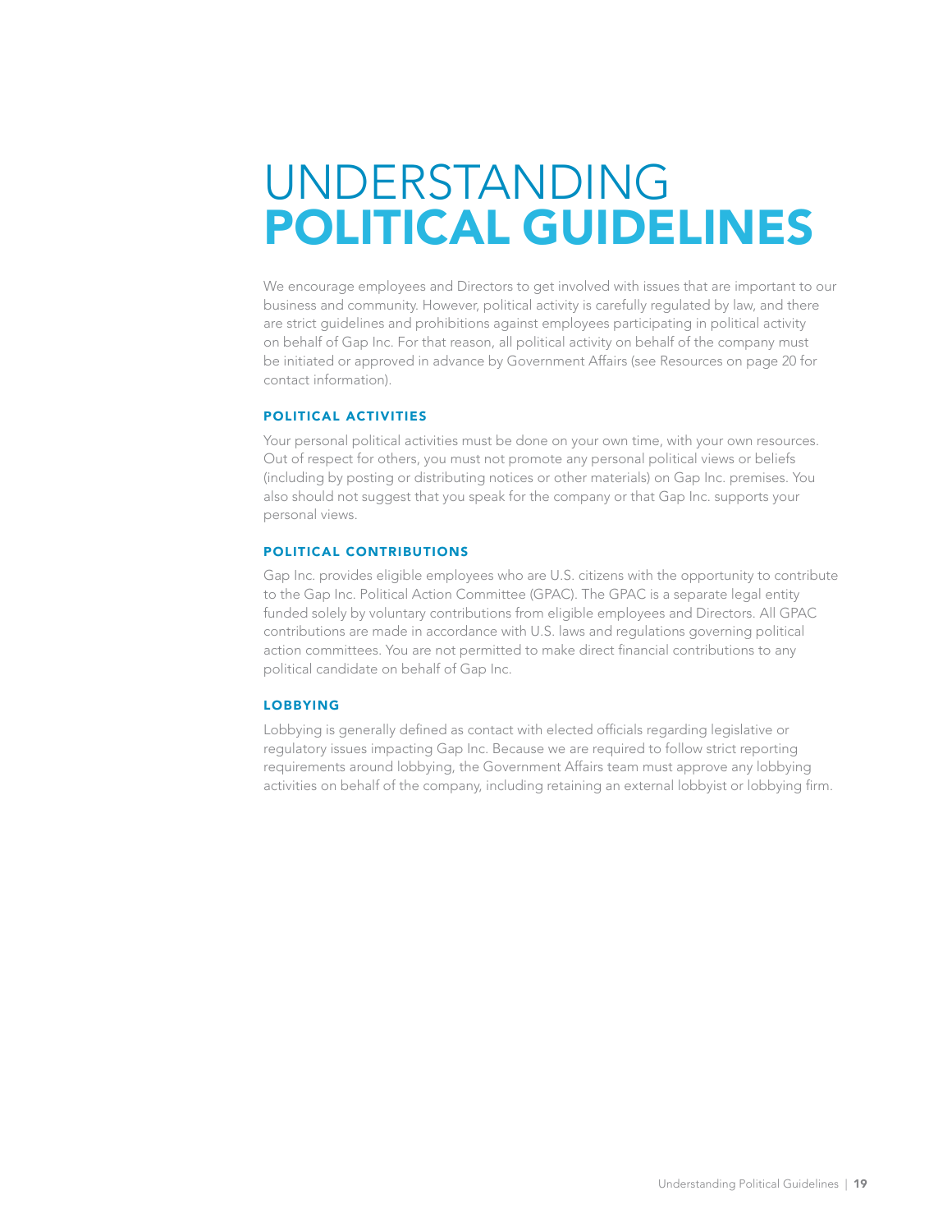# UNDERSTANDING POLITICAL GUIDELINES

We encourage employees and Directors to get involved with issues that are important to our business and community. However, political activity is carefully regulated by law, and there are strict guidelines and prohibitions against employees participating in political activity on behalf of Gap Inc. For that reason, all political activity on behalf of the company must be initiated or approved in advance by Government Affairs (see Resources on page 20 for contact information).

### POLITICAL ACTIVITIES

Your personal political activities must be done on your own time, with your own resources. Out of respect for others, you must not promote any personal political views or beliefs (including by posting or distributing notices or other materials) on Gap Inc. premises. You also should not suggest that you speak for the company or that Gap Inc. supports your personal views.

### POLITICAL CONTRIBUTIONS

Gap Inc. provides eligible employees who are U.S. citizens with the opportunity to contribute to the Gap Inc. Political Action Committee (GPAC). The GPAC is a separate legal entity funded solely by voluntary contributions from eligible employees and Directors. All GPAC contributions are made in accordance with U.S. laws and regulations governing political action committees. You are not permitted to make direct financial contributions to any political candidate on behalf of Gap Inc.

### LOBBYING

Lobbying is generally defined as contact with elected officials regarding legislative or regulatory issues impacting Gap Inc. Because we are required to follow strict reporting requirements around lobbying, the Government Affairs team must approve any lobbying activities on behalf of the company, including retaining an external lobbyist or lobbying firm.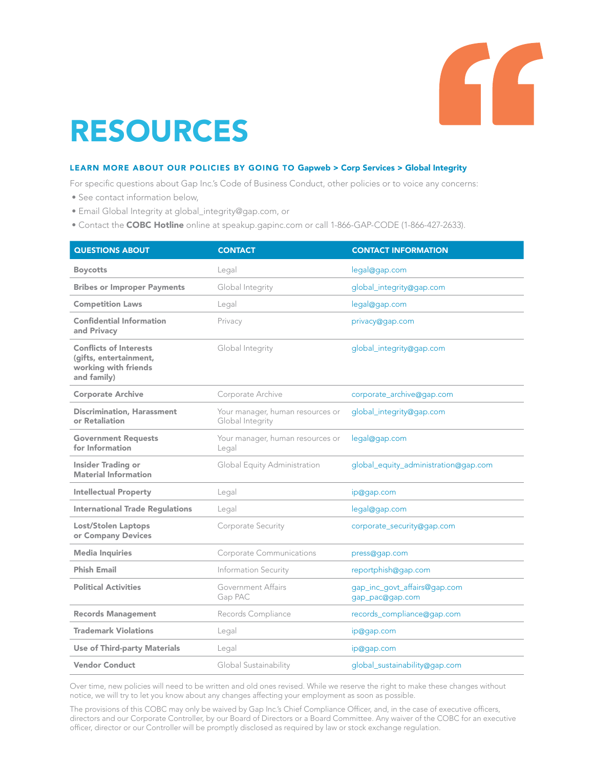# RESOURCES

**LEARN MORE ABOUT OUR POLICIES BY GOING TO Gapweb > Corp Services > Global Integrity**

For specific questions about Gap Inc.'s Code of Business Conduct, other policies or to voice any concerns:

- See contact information below,
- Email Global Integrity at global_integrity@gap.com, or
- Contact the **COBC Hotline** online at speakup.gapinc.com or call 1-866-GAP-CODE (1-866-427-2633).

| QUESTIONS ABOUT | CONTACT | CONTACT INFORMATION |
|---|---|---|
| **Boycotts** | Legal | legal@gap.com |
| **Bribes or Improper Payments** | Global Integrity | global_integrity@gap.com |
| **Competition Laws** | Legal | legal@gap.com |
| **Confidential Information and Privacy** | Privacy | privacy@gap.com |
| **Conflicts of Interests (gifts, entertainment, working with friends and family)** | Global Integrity | global_integrity@gap.com |
| **Corporate Archive** | Corporate Archive | corporate_archive@gap.com |
| **Discrimination, Harassment or Retaliation** | Your manager, human resources or Global Integrity | global_integrity@gap.com |
| **Government Requests for Information** | Your manager, human resources or Legal | legal@gap.com |
| **Insider Trading or Material Information** | Global Equity Administration | global_equity_administration@gap.com |
| **Intellectual Property** | Legal | ip@gap.com |
| **International Trade Regulations** | Legal | legal@gap.com |
| **Lost/Stolen Laptops or Company Devices** | Corporate Security | corporate_security@gap.com |
| **Media Inquiries** | Corporate Communications | press@gap.com |
| **Phish Email** | Information Security | reportphish@gap.com |
| **Political Activities** | Government Affairs<br>Gap PAC | gap_inc_govt_affairs@gap.com<br>gap_pac@gap.com |
| **Records Management** | Records Compliance | records_compliance@gap.com |
| **Trademark Violations** | Legal | ip@gap.com |
| **Use of Third-party Materials** | Legal | ip@gap.com |
| **Vendor Conduct** | Global Sustainability | global_sustainability@gap.com |

Over time, new policies will need to be written and old ones revised. While we reserve the right to make these changes without notice, we will try to let you know about any changes affecting your employment as soon as possible.

The provisions of this COBC may only be waived by Gap Inc.'s Chief Compliance Officer, and, in the case of executive officers, directors and our Corporate Controller, by our Board of Directors or a Board Committee. Any waiver of the COBC for an executive officer, director or our Controller will be promptly disclosed as required by law or stock exchange regulation.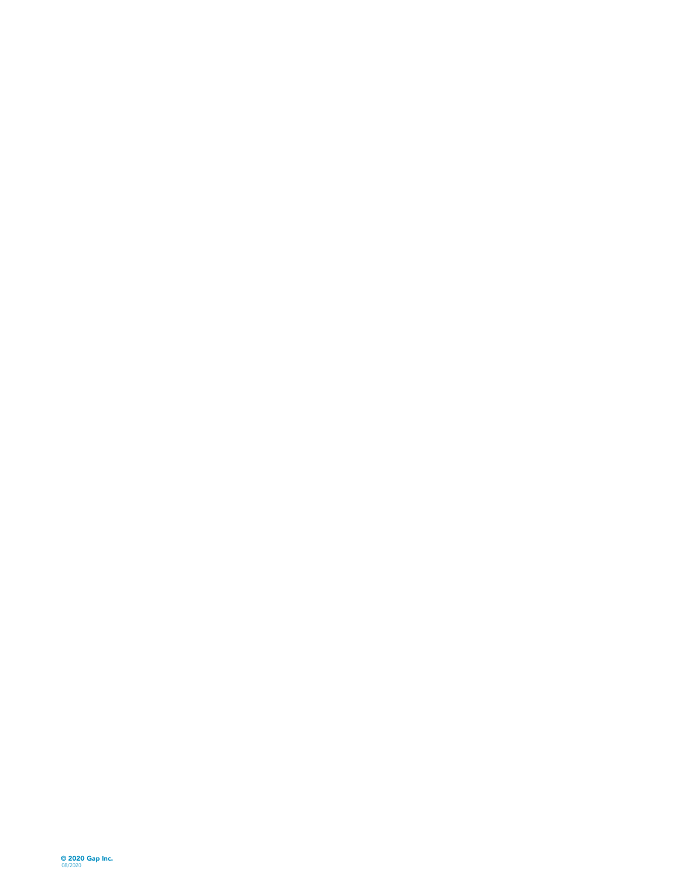**© 2020 Gap Inc.**
08/2020